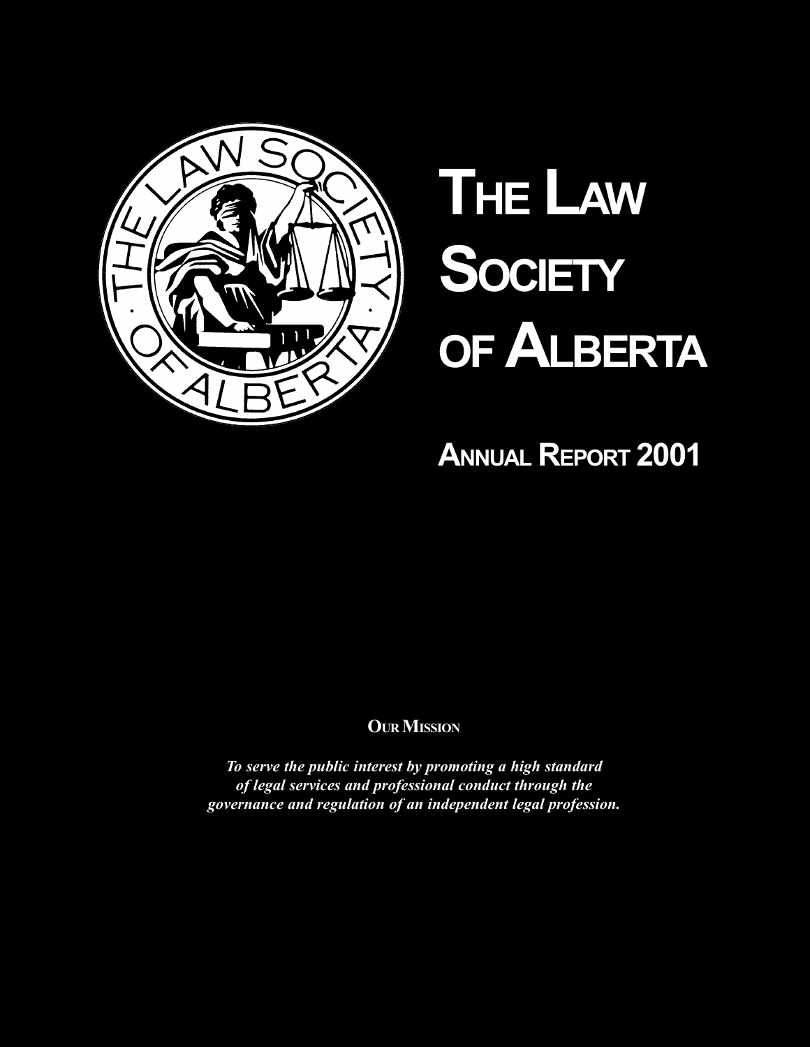# The Law Society of Alberta

## Annual Report 2001

**Our Mission**

***To serve the public interest by promoting a high standard of legal services and professional conduct through the governance and regulation of an independent legal profession.***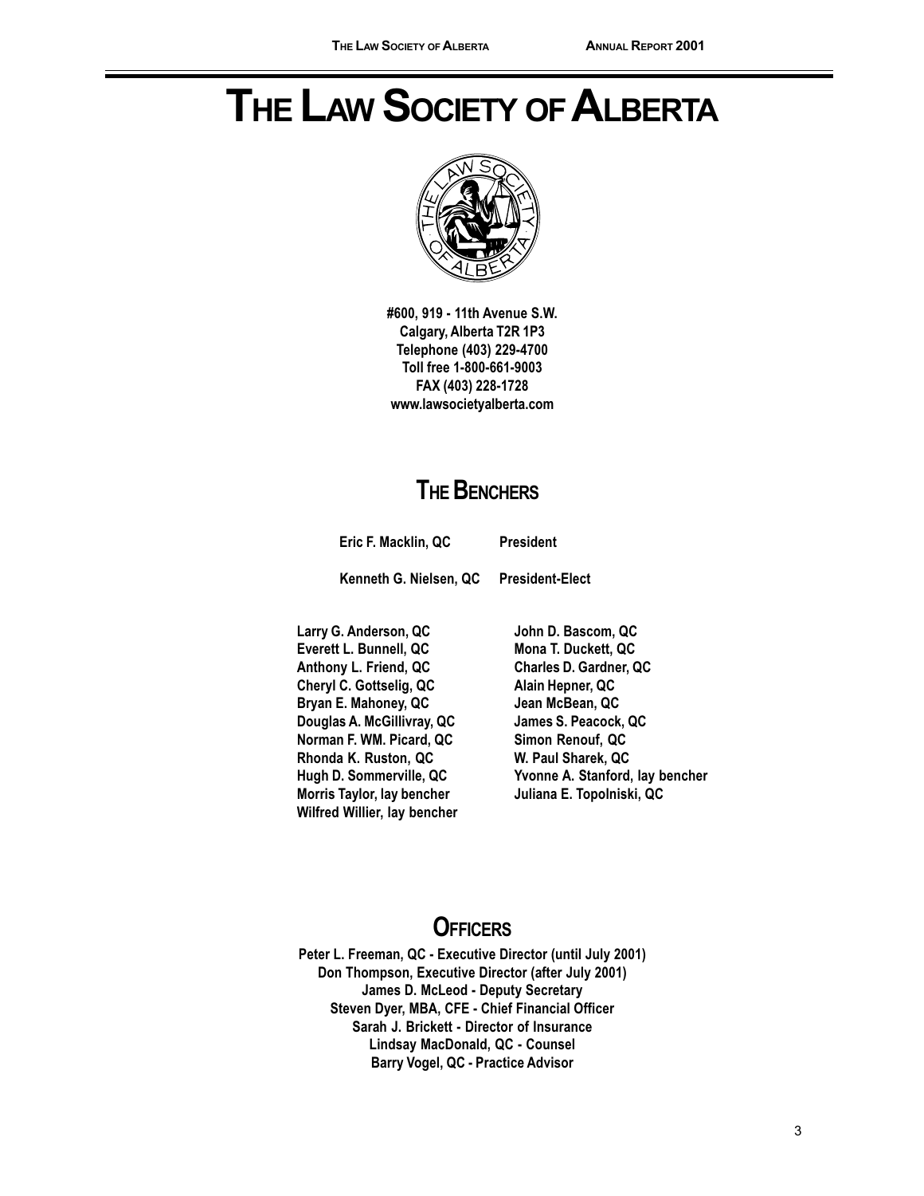# THE LAW SOCIETY OF ALBERTA

#600, 919 - 11th Avenue S.W.
Calgary, Alberta T2R 1P3
Telephone (403) 229-4700
Toll free 1-800-661-9003
FAX (403) 228-1728
www.lawsocietyalberta.com

## THE BENCHERS

**Eric F. Macklin, QC** — **President**

**Kenneth G. Nielsen, QC** — **President-Elect**

**Larry G. Anderson, QC**
**Everett L. Bunnell, QC**
**Anthony L. Friend, QC**
**Cheryl C. Gottselig, QC**
**Bryan E. Mahoney, QC**
**Douglas A. McGillivray, QC**
**Norman F. WM. Picard, QC**
**Rhonda K. Ruston, QC**
**Hugh D. Sommerville, QC**
**Morris Taylor, lay bencher**
**Wilfred Willier, lay bencher**
**John D. Bascom, QC**
**Mona T. Duckett, QC**
**Charles D. Gardner, QC**
**Alain Hepner, QC**
**Jean McBean, QC**
**James S. Peacock, QC**
**Simon Renouf, QC**
**W. Paul Sharek, QC**
**Yvonne A. Stanford, lay bencher**
**Juliana E. Topolniski, QC**

## OFFICERS

**Peter L. Freeman, QC - Executive Director (until July 2001)**
**Don Thompson, Executive Director (after July 2001)**
**James D. McLeod - Deputy Secretary**
**Steven Dyer, MBA, CFE - Chief Financial Officer**
**Sarah J. Brickett - Director of Insurance**
**Lindsay MacDonald, QC - Counsel**
**Barry Vogel, QC - Practice Advisor**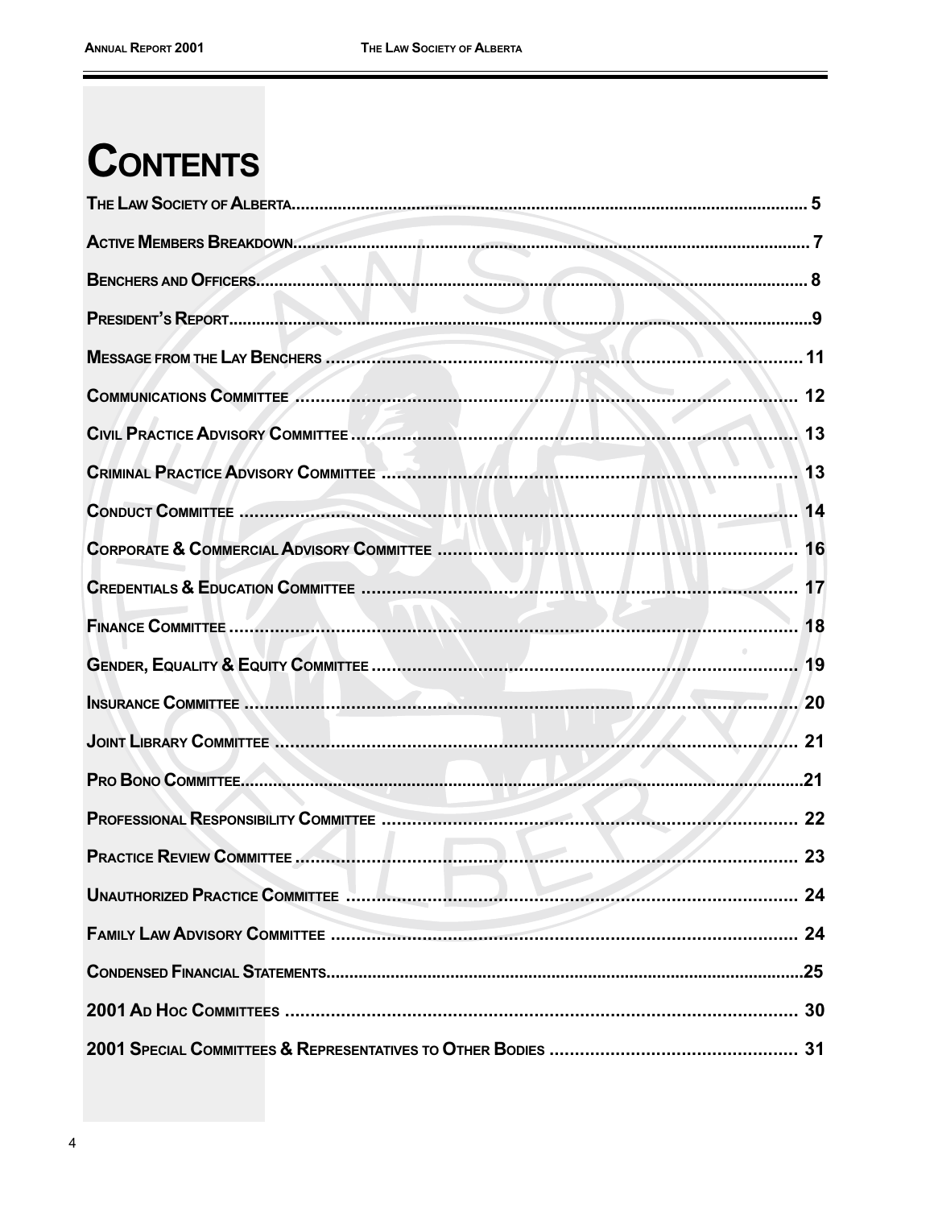# Contents

| | |
|---|---|
| The Law Society of Alberta | 5 |
| Active Members Breakdown | 7 |
| Benchers and Officers | 8 |
| President's Report | 9 |
| Message from the Lay Benchers | 11 |
| Communications Committee | 12 |
| Civil Practice Advisory Committee | 13 |
| Criminal Practice Advisory Committee | 13 |
| Conduct Committee | 14 |
| Corporate & Commercial Advisory Committee | 16 |
| Credentials & Education Committee | 17 |
| Finance Committee | 18 |
| Gender, Equality & Equity Committee | 19 |
| Insurance Committee | 20 |
| Joint Library Committee | 21 |
| Pro Bono Committee | 21 |
| Professional Responsibility Committee | 22 |
| Practice Review Committee | 23 |
| Unauthorized Practice Committee | 24 |
| Family Law Advisory Committee | 24 |
| Condensed Financial Statements | 25 |
| 2001 Ad Hoc Committees | 30 |
| 2001 Special Committees & Representatives to Other Bodies | 31 |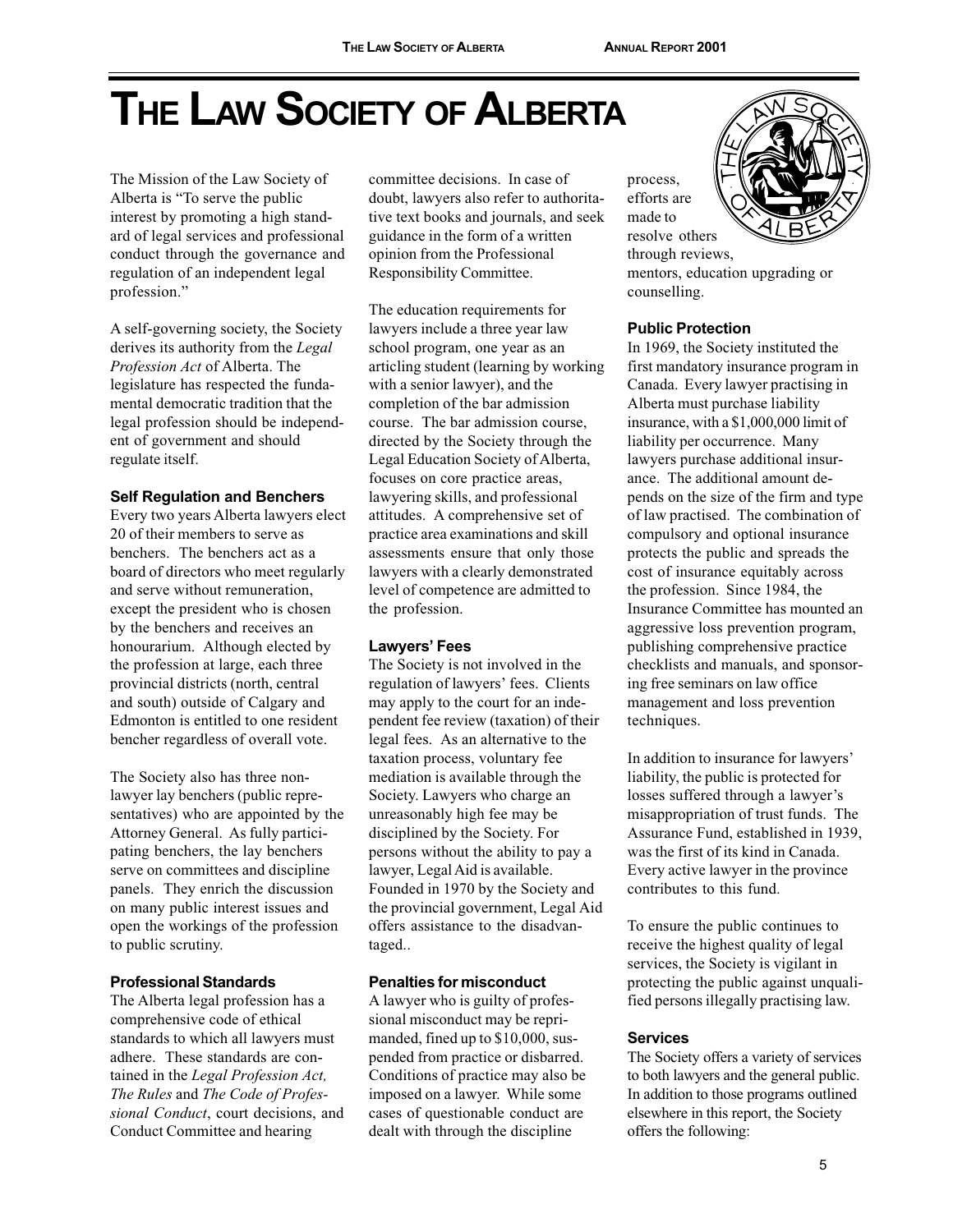# THE LAW SOCIETY OF ALBERTA

The Mission of the Law Society of Alberta is "To serve the public interest by promoting a high standard of legal services and professional conduct through the governance and regulation of an independent legal profession."

A self-governing society, the Society derives its authority from the *Legal Profession Act* of Alberta. The legislature has respected the fundamental democratic tradition that the legal profession should be independent of government and should regulate itself.

### Self Regulation and Benchers

Every two years Alberta lawyers elect 20 of their members to serve as benchers. The benchers act as a board of directors who meet regularly and serve without remuneration, except the president who is chosen by the benchers and receives an honourarium. Although elected by the profession at large, each three provincial districts (north, central and south) outside of Calgary and Edmonton is entitled to one resident bencher regardless of overall vote.

The Society also has three non-lawyer lay benchers (public representatives) who are appointed by the Attorney General. As fully participating benchers, the lay benchers serve on committees and discipline panels. They enrich the discussion on many public interest issues and open the workings of the profession to public scrutiny.

### Professional Standards

The Alberta legal profession has a comprehensive code of ethical standards to which all lawyers must adhere. These standards are contained in the *Legal Profession Act, The Rules* and *The Code of Professional Conduct*, court decisions, and Conduct Committee and hearing committee decisions. In case of doubt, lawyers also refer to authoritative text books and journals, and seek guidance in the form of a written opinion from the Professional Responsibility Committee.

The education requirements for lawyers include a three year law school program, one year as an articling student (learning by working with a senior lawyer), and the completion of the bar admission course. The bar admission course, directed by the Society through the Legal Education Society of Alberta, focuses on core practice areas, lawyering skills, and professional attitudes. A comprehensive set of practice area examinations and skill assessments ensure that only those lawyers with a clearly demonstrated level of competence are admitted to the profession.

### Lawyers' Fees

The Society is not involved in the regulation of lawyers' fees. Clients may apply to the court for an independent fee review (taxation) of their legal fees. As an alternative to the taxation process, voluntary fee mediation is available through the Society. Lawyers who charge an unreasonably high fee may be disciplined by the Society. For persons without the ability to pay a lawyer, Legal Aid is available. Founded in 1970 by the Society and the provincial government, Legal Aid offers assistance to the disadvantaged..

### Penalties for misconduct

A lawyer who is guilty of professional misconduct may be reprimanded, fined up to $10,000, suspended from practice or disbarred. Conditions of practice may also be imposed on a lawyer. While some cases of questionable conduct are dealt with through the discipline process, efforts are made to resolve others through reviews, mentors, education upgrading or counselling.

### Public Protection

In 1969, the Society instituted the first mandatory insurance program in Canada. Every lawyer practising in Alberta must purchase liability insurance, with a $1,000,000 limit of liability per occurrence. Many lawyers purchase additional insurance. The additional amount depends on the size of the firm and type of law practised. The combination of compulsory and optional insurance protects the public and spreads the cost of insurance equitably across the profession. Since 1984, the Insurance Committee has mounted an aggressive loss prevention program, publishing comprehensive practice checklists and manuals, and sponsoring free seminars on law office management and loss prevention techniques.

In addition to insurance for lawyers' liability, the public is protected for losses suffered through a lawyer's misappropriation of trust funds. The Assurance Fund, established in 1939, was the first of its kind in Canada. Every active lawyer in the province contributes to this fund.

To ensure the public continues to receive the highest quality of legal services, the Society is vigilant in protecting the public against unqualified persons illegally practising law.

### Services

The Society offers a variety of services to both lawyers and the general public. In addition to those programs outlined elsewhere in this report, the Society offers the following: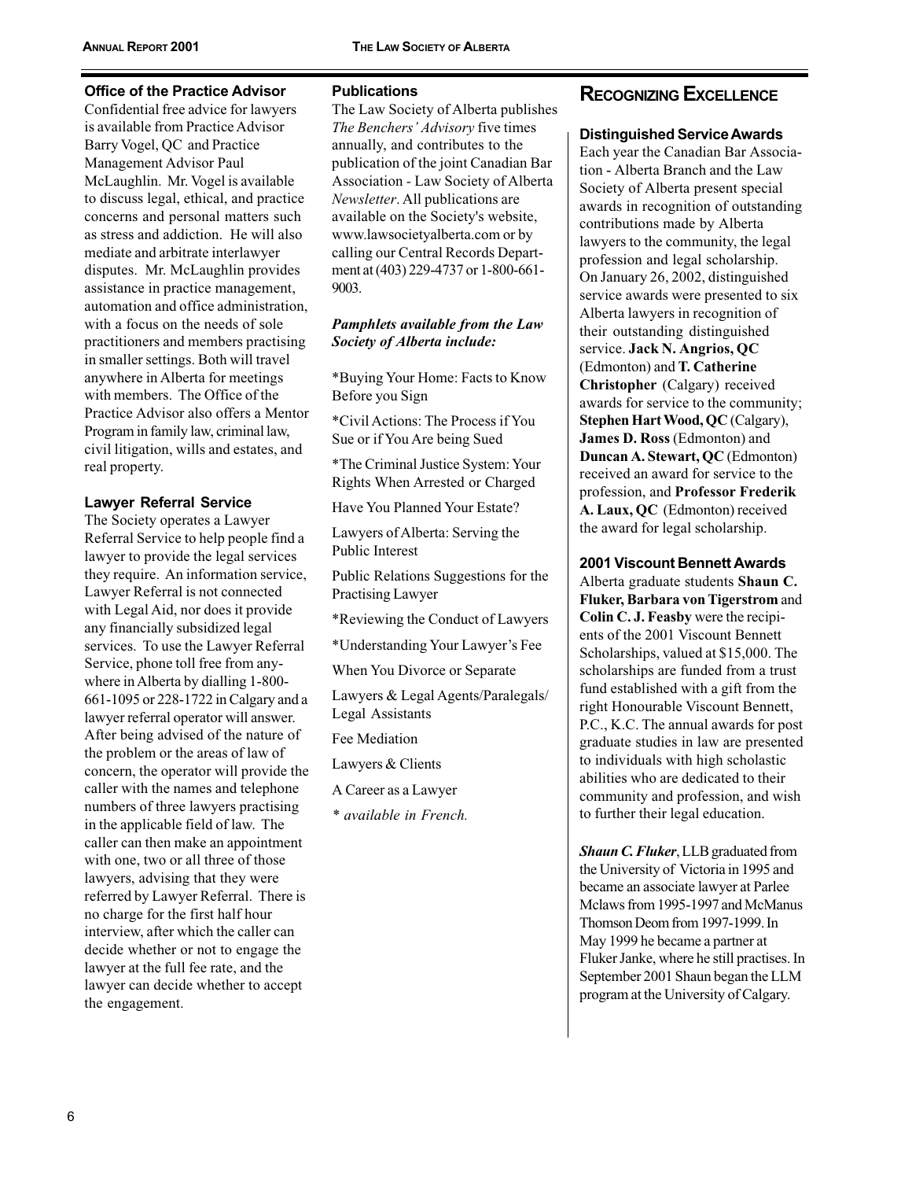### Office of the Practice Advisor

Confidential free advice for lawyers is available from Practice Advisor Barry Vogel, QC and Practice Management Advisor Paul McLaughlin. Mr. Vogel is available to discuss legal, ethical, and practice concerns and personal matters such as stress and addiction. He will also mediate and arbitrate interlawyer disputes. Mr. McLaughlin provides assistance in practice management, automation and office administration, with a focus on the needs of sole practitioners and members practising in smaller settings. Both will travel anywhere in Alberta for meetings with members. The Office of the Practice Advisor also offers a Mentor Program in family law, criminal law, civil litigation, wills and estates, and real property.

### Lawyer Referral Service

The Society operates a Lawyer Referral Service to help people find a lawyer to provide the legal services they require. An information service, Lawyer Referral is not connected with Legal Aid, nor does it provide any financially subsidized legal services. To use the Lawyer Referral Service, phone toll free from anywhere in Alberta by dialling 1-800-661-1095 or 228-1722 in Calgary and a lawyer referral operator will answer. After being advised of the nature of the problem or the areas of law of concern, the operator will provide the caller with the names and telephone numbers of three lawyers practising in the applicable field of law. The caller can then make an appointment with one, two or all three of those lawyers, advising that they were referred by Lawyer Referral. There is no charge for the first half hour interview, after which the caller can decide whether or not to engage the lawyer at the full fee rate, and the lawyer can decide whether to accept the engagement.

### Publications

The Law Society of Alberta publishes *The Benchers' Advisory* five times annually, and contributes to the publication of the joint Canadian Bar Association - Law Society of Alberta *Newsletter*. All publications are available on the Society's website, www.lawsocietyalberta.com or by calling our Central Records Department at (403) 229-4737 or 1-800-661-9003.

***Pamphlets available from the Law Society of Alberta include:***

*Buying Your Home: Facts to Know Before you Sign

*Civil Actions: The Process if You Sue or if You Are being Sued

*The Criminal Justice System: Your Rights When Arrested or Charged

Have You Planned Your Estate?

Lawyers of Alberta: Serving the Public Interest

Public Relations Suggestions for the Practising Lawyer

*Reviewing the Conduct of Lawyers

*Understanding Your Lawyer's Fee

When You Divorce or Separate

Lawyers & Legal Agents/Paralegals/ Legal Assistants

Fee Mediation

Lawyers & Clients

A Career as a Lawyer

*\* available in French.*

## Recognizing Excellence

### Distinguished Service Awards

Each year the Canadian Bar Association - Alberta Branch and the Law Society of Alberta present special awards in recognition of outstanding contributions made by Alberta lawyers to the community, the legal profession and legal scholarship. On January 26, 2002, distinguished service awards were presented to six Alberta lawyers in recognition of their outstanding distinguished service. **Jack N. Angrios, QC** (Edmonton) and **T. Catherine Christopher** (Calgary) received awards for service to the community; **Stephen Hart Wood, QC** (Calgary), **James D. Ross** (Edmonton) and **Duncan A. Stewart, QC** (Edmonton) received an award for service to the profession, and **Professor Frederik A. Laux, QC** (Edmonton) received the award for legal scholarship.

### 2001 Viscount Bennett Awards

Alberta graduate students **Shaun C. Fluker, Barbara von Tigerstrom** and **Colin C. J. Feasby** were the recipients of the 2001 Viscount Bennett Scholarships, valued at $15,000. The scholarships are funded from a trust fund established with a gift from the right Honourable Viscount Bennett, P.C., K.C. The annual awards for post graduate studies in law are presented to individuals with high scholastic abilities who are dedicated to their community and profession, and wish to further their legal education.

***Shaun C. Fluker***, LLB graduated from the University of Victoria in 1995 and became an associate lawyer at Parlee Mclaws from 1995-1997 and McManus Thomson Deom from 1997-1999. In May 1999 he became a partner at Fluker Janke, where he still practises. In September 2001 Shaun began the LLM program at the University of Calgary.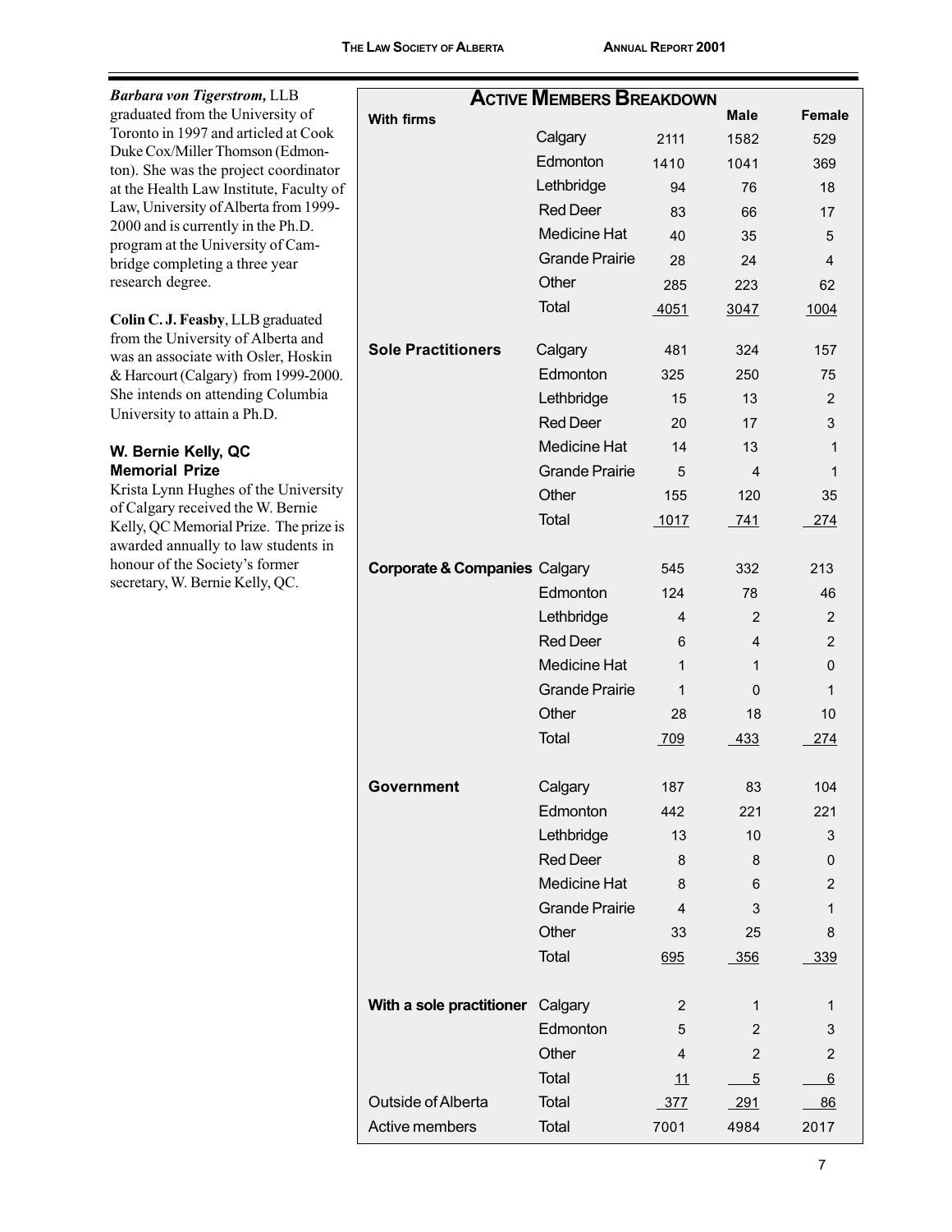***Barbara von Tigerstrom,*** LLB graduated from the University of Toronto in 1997 and articled at Cook Duke Cox/Miller Thomson (Edmonton). She was the project coordinator at the Health Law Institute, Faculty of Law, University of Alberta from 1999-2000 and is currently in the Ph.D. program at the University of Cambridge completing a three year research degree.

**Colin C. J. Feasby**, LLB graduated from the University of Alberta and was an associate with Osler, Hoskin & Harcourt (Calgary) from 1999-2000. She intends on attending Columbia University to attain a Ph.D.

### W. Bernie Kelly, QC Memorial Prize

Krista Lynn Hughes of the University of Calgary received the W. Bernie Kelly, QC Memorial Prize. The prize is awarded annually to law students in honour of the Society's former secretary, W. Bernie Kelly, QC.

## Active Members Breakdown

| | | | Male | Female |
|---|---|---|---|---|
| **With firms** | Calgary | 2111 | 1582 | 529 |
| | Edmonton | 1410 | 1041 | 369 |
| | Lethbridge | 94 | 76 | 18 |
| | Red Deer | 83 | 66 | 17 |
| | Medicine Hat | 40 | 35 | 5 |
| | Grande Prairie | 28 | 24 | 4 |
| | Other | 285 | 223 | 62 |
| | Total | 4051 | 3047 | 1004 |
| **Sole Practitioners** | Calgary | 481 | 324 | 157 |
| | Edmonton | 325 | 250 | 75 |
| | Lethbridge | 15 | 13 | 2 |
| | Red Deer | 20 | 17 | 3 |
| | Medicine Hat | 14 | 13 | 1 |
| | Grande Prairie | 5 | 4 | 1 |
| | Other | 155 | 120 | 35 |
| | Total | 1017 | 741 | 274 |
| **Corporate & Companies** | Calgary | 545 | 332 | 213 |
| | Edmonton | 124 | 78 | 46 |
| | Lethbridge | 4 | 2 | 2 |
| | Red Deer | 6 | 4 | 2 |
| | Medicine Hat | 1 | 1 | 0 |
| | Grande Prairie | 1 | 0 | 1 |
| | Other | 28 | 18 | 10 |
| | Total | 709 | 433 | 274 |
| **Government** | Calgary | 187 | 83 | 104 |
| | Edmonton | 442 | 221 | 221 |
| | Lethbridge | 13 | 10 | 3 |
| | Red Deer | 8 | 8 | 0 |
| | Medicine Hat | 8 | 6 | 2 |
| | Grande Prairie | 4 | 3 | 1 |
| | Other | 33 | 25 | 8 |
| | Total | 695 | 356 | 339 |
| **With a sole practitioner** | Calgary | 2 | 1 | 1 |
| | Edmonton | 5 | 2 | 3 |
| | Other | 4 | 2 | 2 |
| | Total | 11 | 5 | 6 |
| Outside of Alberta | Total | 377 | 291 | 86 |
| Active members | Total | 7001 | 4984 | 2017 |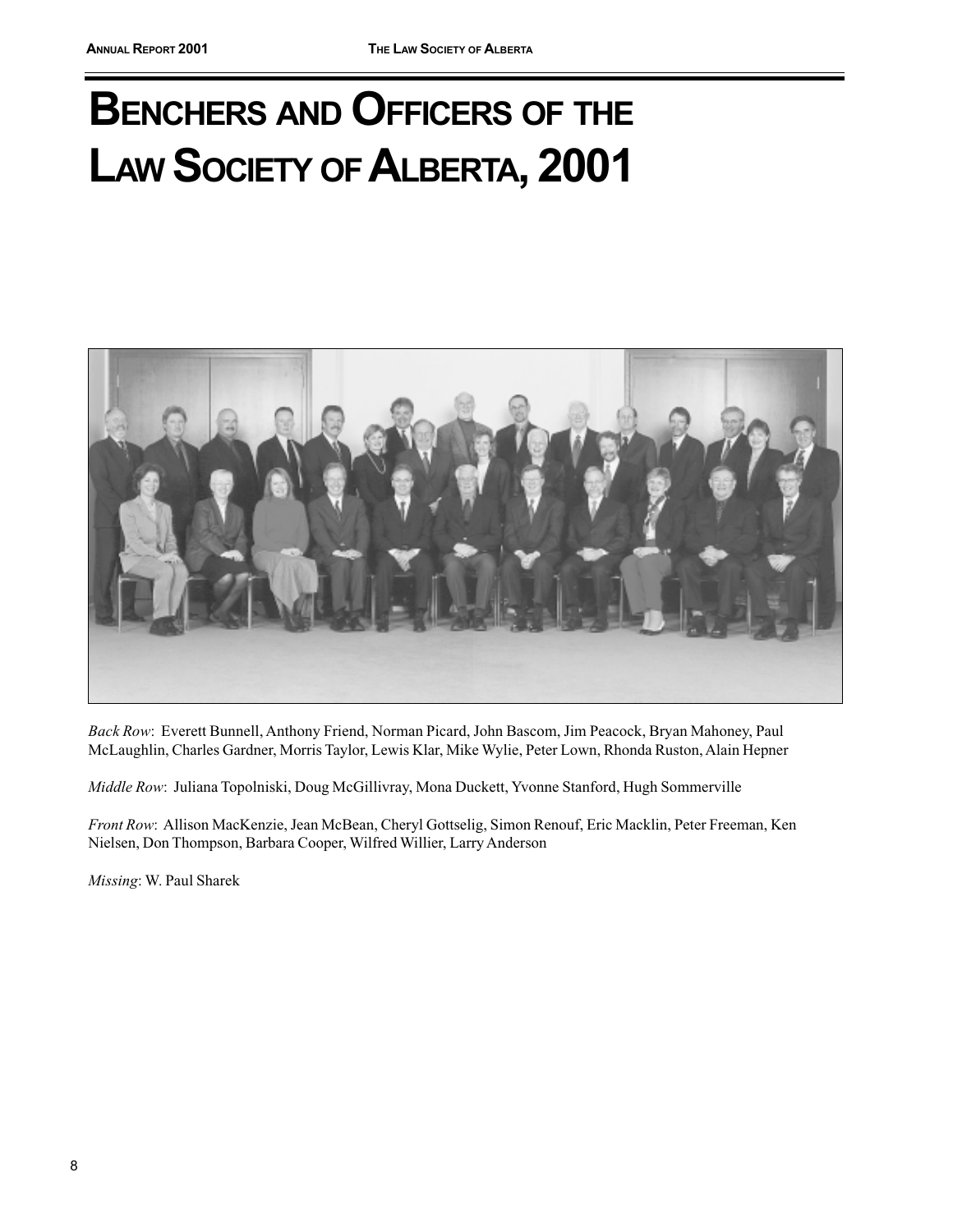# Benchers and Officers of the Law Society of Alberta, 2001

*Back Row*: Everett Bunnell, Anthony Friend, Norman Picard, John Bascom, Jim Peacock, Bryan Mahoney, Paul McLaughlin, Charles Gardner, Morris Taylor, Lewis Klar, Mike Wylie, Peter Lown, Rhonda Ruston, Alain Hepner

*Middle Row*: Juliana Topolniski, Doug McGillivray, Mona Duckett, Yvonne Stanford, Hugh Sommerville

*Front Row*: Allison MacKenzie, Jean McBean, Cheryl Gottselig, Simon Renouf, Eric Macklin, Peter Freeman, Ken Nielsen, Don Thompson, Barbara Cooper, Wilfred Willier, Larry Anderson

*Missing*: W. Paul Sharek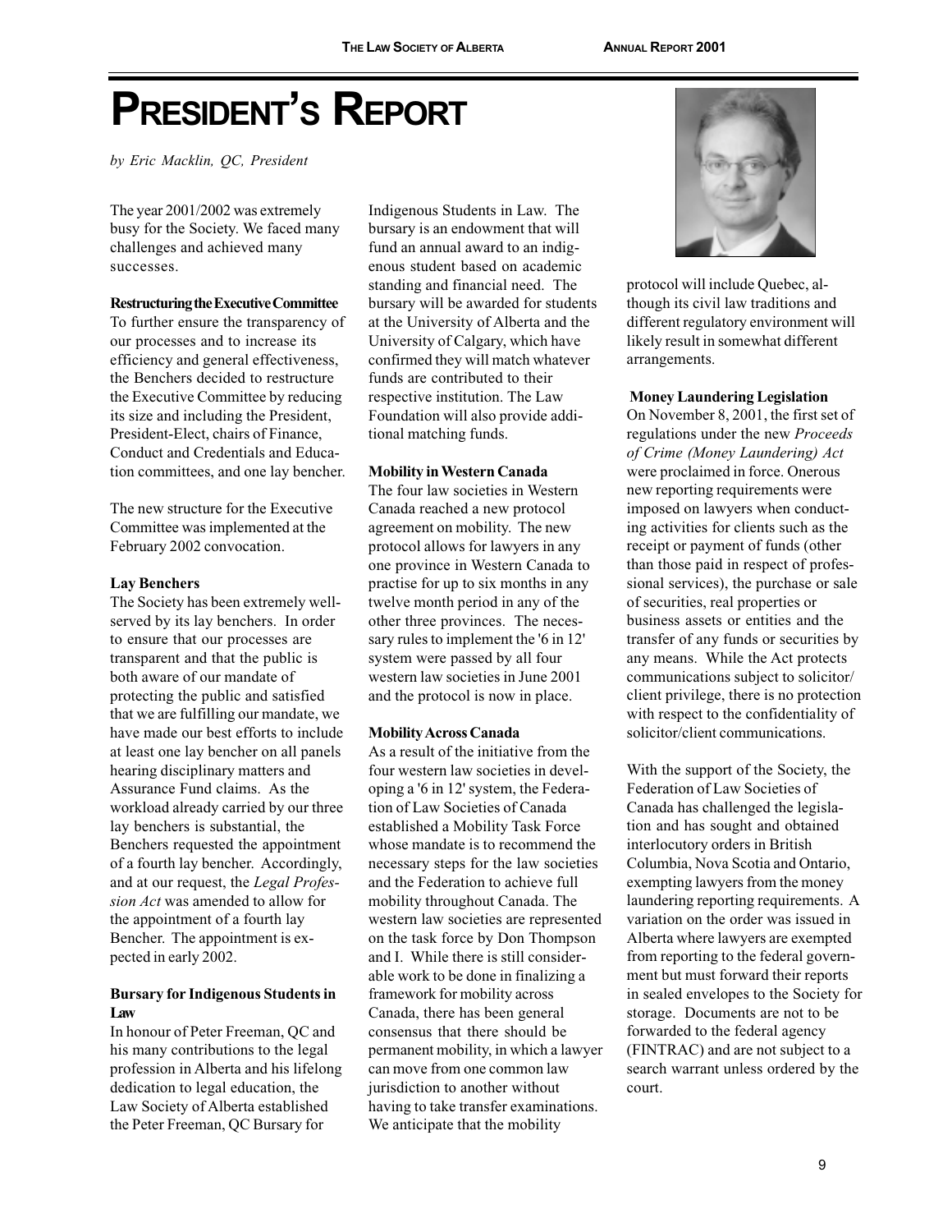// President's Report page
# PRESIDENT'S REPORT

*by Eric Macklin, QC, President*

The year 2001/2002 was extremely busy for the Society. We faced many challenges and achieved many successes.

**Restructuring the Executive Committee**

To further ensure the transparency of our processes and to increase its efficiency and general effectiveness, the Benchers decided to restructure the Executive Committee by reducing its size and including the President, President-Elect, chairs of Finance, Conduct and Credentials and Education committees, and one lay bencher.

The new structure for the Executive Committee was implemented at the February 2002 convocation.

**Lay Benchers**

The Society has been extremely well-served by its lay benchers. In order to ensure that our processes are transparent and that the public is both aware of our mandate of protecting the public and satisfied that we are fulfilling our mandate, we have made our best efforts to include at least one lay bencher on all panels hearing disciplinary matters and Assurance Fund claims. As the workload already carried by our three lay benchers is substantial, the Benchers requested the appointment of a fourth lay bencher. Accordingly, and at our request, the *Legal Profession Act* was amended to allow for the appointment of a fourth lay Bencher. The appointment is expected in early 2002.

**Bursary for Indigenous Students in Law**

In honour of Peter Freeman, QC and his many contributions to the legal profession in Alberta and his lifelong dedication to legal education, the Law Society of Alberta established the Peter Freeman, QC Bursary for Indigenous Students in Law. The bursary is an endowment that will fund an annual award to an indigenous student based on academic standing and financial need. The bursary will be awarded for students at the University of Alberta and the University of Calgary, which have confirmed they will match whatever funds are contributed to their respective institution. The Law Foundation will also provide additional matching funds.

**Mobility in Western Canada**

The four law societies in Western Canada reached a new protocol agreement on mobility. The new protocol allows for lawyers in any one province in Western Canada to practise for up to six months in any twelve month period in any of the other three provinces. The necessary rules to implement the '6 in 12' system were passed by all four western law societies in June 2001 and the protocol is now in place.

**Mobility Across Canada**

As a result of the initiative from the four western law societies in developing a '6 in 12' system, the Federation of Law Societies of Canada established a Mobility Task Force whose mandate is to recommend the necessary steps for the law societies and the Federation to achieve full mobility throughout Canada. The western law societies are represented on the task force by Don Thompson and I. While there is still considerable work to be done in finalizing a framework for mobility across Canada, there has been general consensus that there should be permanent mobility, in which a lawyer can move from one common law jurisdiction to another without having to take transfer examinations. We anticipate that the mobility protocol will include Quebec, although its civil law traditions and different regulatory environment will likely result in somewhat different arrangements.

**Money Laundering Legislation**

On November 8, 2001, the first set of regulations under the new *Proceeds of Crime (Money Laundering) Act* were proclaimed in force. Onerous new reporting requirements were imposed on lawyers when conducting activities for clients such as the receipt or payment of funds (other than those paid in respect of professional services), the purchase or sale of securities, real properties or business assets or entities and the transfer of any funds or securities by any means. While the Act protects communications subject to solicitor/client privilege, there is no protection with respect to the confidentiality of solicitor/client communications.

With the support of the Society, the Federation of Law Societies of Canada has challenged the legislation and has sought and obtained interlocutory orders in British Columbia, Nova Scotia and Ontario, exempting lawyers from the money laundering reporting requirements. A variation on the order was issued in Alberta where lawyers are exempted from reporting to the federal government but must forward their reports in sealed envelopes to the Society for storage. Documents are not to be forwarded to the federal agency (FINTRAC) and are not subject to a search warrant unless ordered by the court.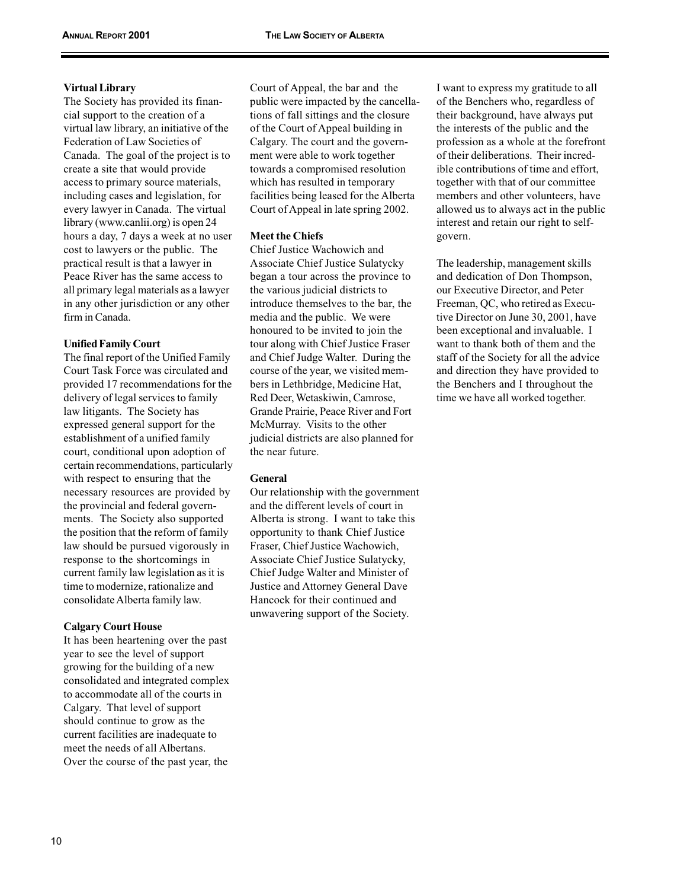**Virtual Library**

The Society has provided its financial support to the creation of a virtual law library, an initiative of the Federation of Law Societies of Canada. The goal of the project is to create a site that would provide access to primary source materials, including cases and legislation, for every lawyer in Canada. The virtual library (www.canlii.org) is open 24 hours a day, 7 days a week at no user cost to lawyers or the public. The practical result is that a lawyer in Peace River has the same access to all primary legal materials as a lawyer in any other jurisdiction or any other firm in Canada.

**Unified Family Court**

The final report of the Unified Family Court Task Force was circulated and provided 17 recommendations for the delivery of legal services to family law litigants. The Society has expressed general support for the establishment of a unified family court, conditional upon adoption of certain recommendations, particularly with respect to ensuring that the necessary resources are provided by the provincial and federal governments. The Society also supported the position that the reform of family law should be pursued vigorously in response to the shortcomings in current family law legislation as it is time to modernize, rationalize and consolidate Alberta family law.

**Calgary Court House**

It has been heartening over the past year to see the level of support growing for the building of a new consolidated and integrated complex to accommodate all of the courts in Calgary. That level of support should continue to grow as the current facilities are inadequate to meet the needs of all Albertans. Over the course of the past year, the Court of Appeal, the bar and the public were impacted by the cancellations of fall sittings and the closure of the Court of Appeal building in Calgary. The court and the government were able to work together towards a compromised resolution which has resulted in temporary facilities being leased for the Alberta Court of Appeal in late spring 2002.

**Meet the Chiefs**

Chief Justice Wachowich and Associate Chief Justice Sulatycky began a tour across the province to the various judicial districts to introduce themselves to the bar, the media and the public. We were honoured to be invited to join the tour along with Chief Justice Fraser and Chief Judge Walter. During the course of the year, we visited members in Lethbridge, Medicine Hat, Red Deer, Wetaskiwin, Camrose, Grande Prairie, Peace River and Fort McMurray. Visits to the other judicial districts are also planned for the near future.

**General**

Our relationship with the government and the different levels of court in Alberta is strong. I want to take this opportunity to thank Chief Justice Fraser, Chief Justice Wachowich, Associate Chief Justice Sulatycky, Chief Judge Walter and Minister of Justice and Attorney General Dave Hancock for their continued and unwavering support of the Society.

I want to express my gratitude to all of the Benchers who, regardless of their background, have always put the interests of the public and the profession as a whole at the forefront of their deliberations. Their incredible contributions of time and effort, together with that of our committee members and other volunteers, have allowed us to always act in the public interest and retain our right to self-govern.

The leadership, management skills and dedication of Don Thompson, our Executive Director, and Peter Freeman, QC, who retired as Executive Director on June 30, 2001, have been exceptional and invaluable. I want to thank both of them and the staff of the Society for all the advice and direction they have provided to the Benchers and I throughout the time we have all worked together.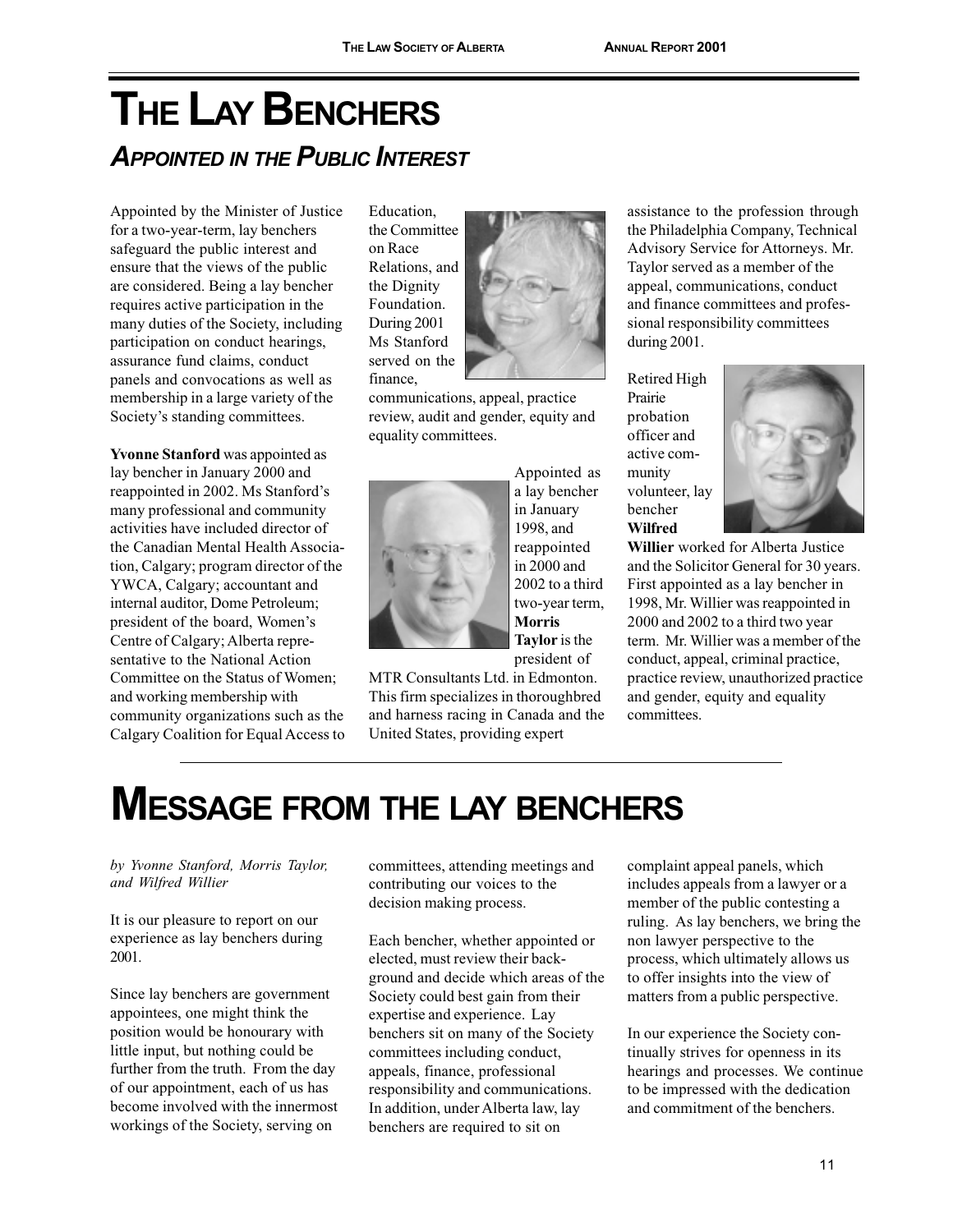# THE LAY BENCHERS

## *APPOINTED IN THE PUBLIC INTEREST*

Appointed by the Minister of Justice for a two-year-term, lay benchers safeguard the public interest and ensure that the views of the public are considered. Being a lay bencher requires active participation in the many duties of the Society, including participation on conduct hearings, assurance fund claims, conduct panels and convocations as well as membership in a large variety of the Society's standing committees.

**Yvonne Stanford** was appointed as lay bencher in January 2000 and reappointed in 2002. Ms Stanford's many professional and community activities have included director of the Canadian Mental Health Association, Calgary; program director of the YWCA, Calgary; accountant and internal auditor, Dome Petroleum; president of the board, Women's Centre of Calgary; Alberta representative to the National Action Committee on the Status of Women; and working membership with community organizations such as the Calgary Coalition for Equal Access to Education, the Committee on Race Relations, and the Dignity Foundation. During 2001 Ms Stanford served on the finance, communications, appeal, practice review, audit and gender, equity and equality committees.

Appointed as a lay bencher in January 1998, and reappointed in 2000 and 2002 to a third two-year term, **Morris Taylor** is the president of MTR Consultants Ltd. in Edmonton. This firm specializes in thoroughbred and harness racing in Canada and the United States, providing expert assistance to the profession through the Philadelphia Company, Technical Advisory Service for Attorneys. Mr. Taylor served as a member of the appeal, communications, conduct and finance committees and professional responsibility committees during 2001.

Retired High Prairie probation officer and active community volunteer, lay bencher **Wilfred Willier** worked for Alberta Justice and the Solicitor General for 30 years. First appointed as a lay bencher in 1998, Mr. Willier was reappointed in 2000 and 2002 to a third two year term. Mr. Willier was a member of the conduct, appeal, criminal practice, practice review, unauthorized practice and gender, equity and equality committees.

# MESSAGE FROM THE LAY BENCHERS

*by Yvonne Stanford, Morris Taylor, and Wilfred Willier*

It is our pleasure to report on our experience as lay benchers during 2001.

Since lay benchers are government appointees, one might think the position would be honourary with little input, but nothing could be further from the truth. From the day of our appointment, each of us has become involved with the innermost workings of the Society, serving on committees, attending meetings and contributing our voices to the decision making process.

Each bencher, whether appointed or elected, must review their background and decide which areas of the Society could best gain from their expertise and experience. Lay benchers sit on many of the Society committees including conduct, appeals, finance, professional responsibility and communications. In addition, under Alberta law, lay benchers are required to sit on complaint appeal panels, which includes appeals from a lawyer or a member of the public contesting a ruling. As lay benchers, we bring the non lawyer perspective to the process, which ultimately allows us to offer insights into the view of matters from a public perspective.

In our experience the Society continually strives for openness in its hearings and processes. We continue to be impressed with the dedication and commitment of the benchers.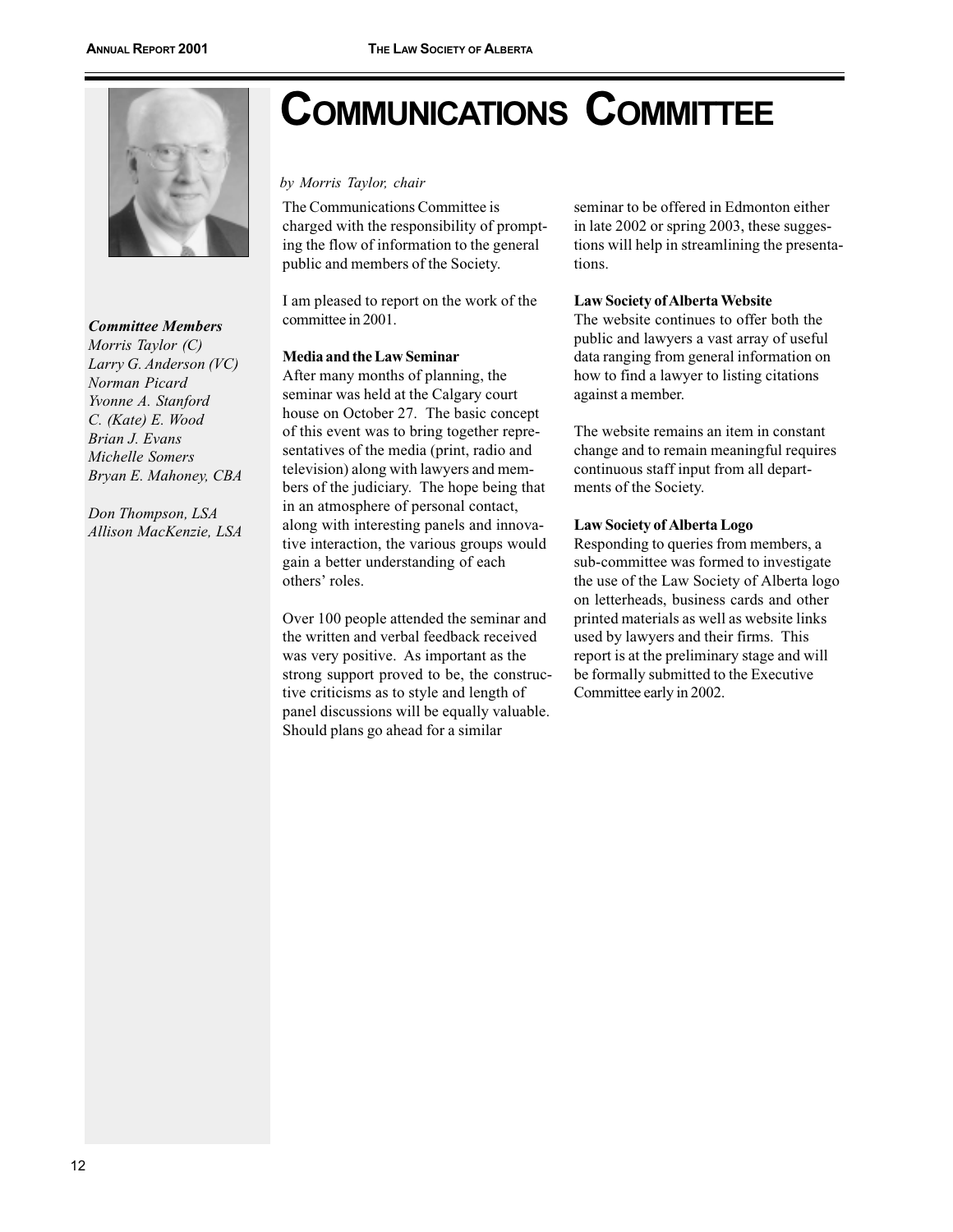# Communications Committee

*by Morris Taylor, chair*

The Communications Committee is charged with the responsibility of prompting the flow of information to the general public and members of the Society.

I am pleased to report on the work of the committee in 2001.

**Media and the Law Seminar**
After many months of planning, the seminar was held at the Calgary court house on October 27. The basic concept of this event was to bring together representatives of the media (print, radio and television) along with lawyers and members of the judiciary. The hope being that in an atmosphere of personal contact, along with interesting panels and innovative interaction, the various groups would gain a better understanding of each others' roles.

Over 100 people attended the seminar and the written and verbal feedback received was very positive. As important as the strong support proved to be, the constructive criticisms as to style and length of panel discussions will be equally valuable. Should plans go ahead for a similar seminar to be offered in Edmonton either in late 2002 or spring 2003, these suggestions will help in streamlining the presentations.

**Law Society of Alberta Website**
The website continues to offer both the public and lawyers a vast array of useful data ranging from general information on how to find a lawyer to listing citations against a member.

The website remains an item in constant change and to remain meaningful requires continuous staff input from all departments of the Society.

**Law Society of Alberta Logo**
Responding to queries from members, a sub-committee was formed to investigate the use of the Law Society of Alberta logo on letterheads, business cards and other printed materials as well as website links used by lawyers and their firms. This report is at the preliminary stage and will be formally submitted to the Executive Committee early in 2002.

***Committee Members***
*Morris Taylor (C)*
*Larry G. Anderson (VC)*
*Norman Picard*
*Yvonne A. Stanford*
*C. (Kate) E. Wood*
*Brian J. Evans*
*Michelle Somers*
*Bryan E. Mahoney, CBA*

*Don Thompson, LSA*
*Allison MacKenzie, LSA*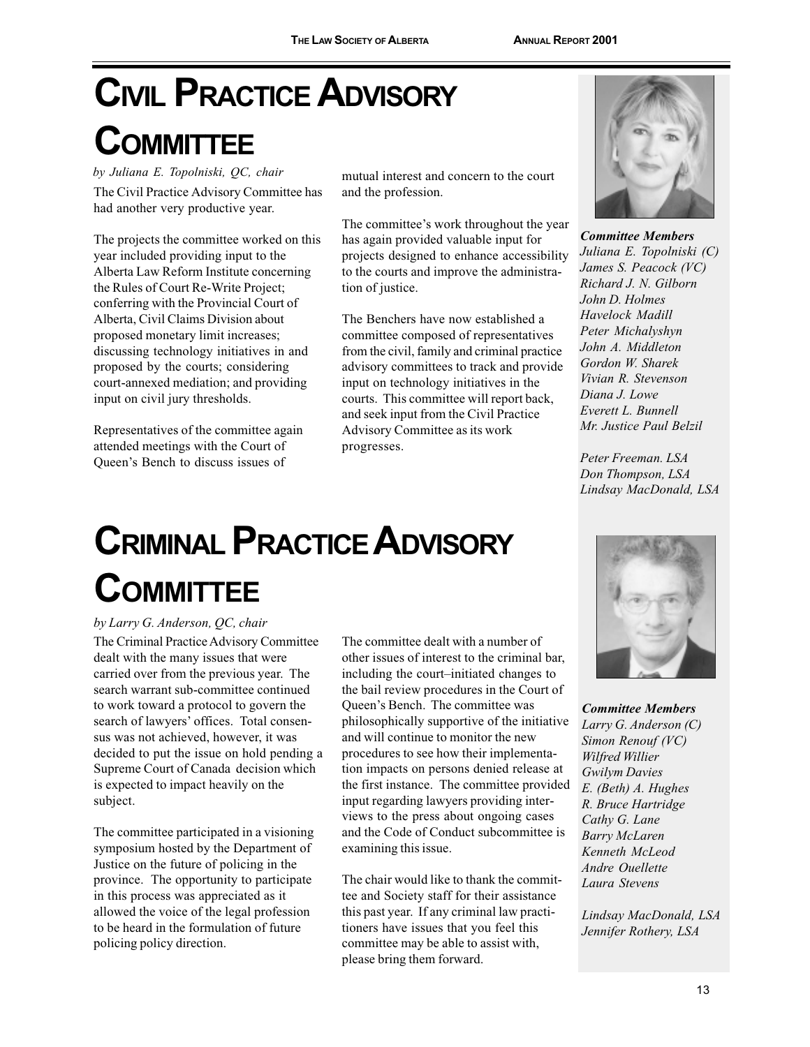# Civil Practice Advisory Committee

*by Juliana E. Topolniski, QC, chair*

The Civil Practice Advisory Committee has had another very productive year.

The projects the committee worked on this year included providing input to the Alberta Law Reform Institute concerning the Rules of Court Re-Write Project; conferring with the Provincial Court of Alberta, Civil Claims Division about proposed monetary limit increases; discussing technology initiatives in and proposed by the courts; considering court-annexed mediation; and providing input on civil jury thresholds.

Representatives of the committee again attended meetings with the Court of Queen's Bench to discuss issues of mutual interest and concern to the court and the profession.

The committee's work throughout the year has again provided valuable input for projects designed to enhance accessibility to the courts and improve the administration of justice.

The Benchers have now established a committee composed of representatives from the civil, family and criminal practice advisory committees to track and provide input on technology initiatives in the courts. This committee will report back, and seek input from the Civil Practice Advisory Committee as its work progresses.

***Committee Members***
*Juliana E. Topolniski (C)*
*James S. Peacock (VC)*
*Richard J. N. Gilborn*
*John D. Holmes*
*Havelock Madill*
*Peter Michalyshyn*
*John A. Middleton*
*Gordon W. Sharek*
*Vivian R. Stevenson*
*Diana J. Lowe*
*Everett L. Bunnell*
*Mr. Justice Paul Belzil*

*Peter Freeman. LSA*
*Don Thompson, LSA*
*Lindsay MacDonald, LSA*

# Criminal Practice Advisory Committee

*by Larry G. Anderson, QC, chair*

The Criminal Practice Advisory Committee dealt with the many issues that were carried over from the previous year. The search warrant sub-committee continued to work toward a protocol to govern the search of lawyers' offices. Total consensus was not achieved, however, it was decided to put the issue on hold pending a Supreme Court of Canada decision which is expected to impact heavily on the subject.

The committee participated in a visioning symposium hosted by the Department of Justice on the future of policing in the province. The opportunity to participate in this process was appreciated as it allowed the voice of the legal profession to be heard in the formulation of future policing policy direction.

The committee dealt with a number of other issues of interest to the criminal bar, including the court–initiated changes to the bail review procedures in the Court of Queen's Bench. The committee was philosophically supportive of the initiative and will continue to monitor the new procedures to see how their implementation impacts on persons denied release at the first instance. The committee provided input regarding lawyers providing interviews to the press about ongoing cases and the Code of Conduct subcommittee is examining this issue.

The chair would like to thank the committee and Society staff for their assistance this past year. If any criminal law practitioners have issues that you feel this committee may be able to assist with, please bring them forward.

***Committee Members***
*Larry G. Anderson (C)*
*Simon Renouf (VC)*
*Wilfred Willier*
*Gwilym Davies*
*E. (Beth) A. Hughes*
*R. Bruce Hartridge*
*Cathy G. Lane*
*Barry McLaren*
*Kenneth McLeod*
*Andre Ouellette*
*Laura Stevens*

*Lindsay MacDonald, LSA*
*Jennifer Rothery, LSA*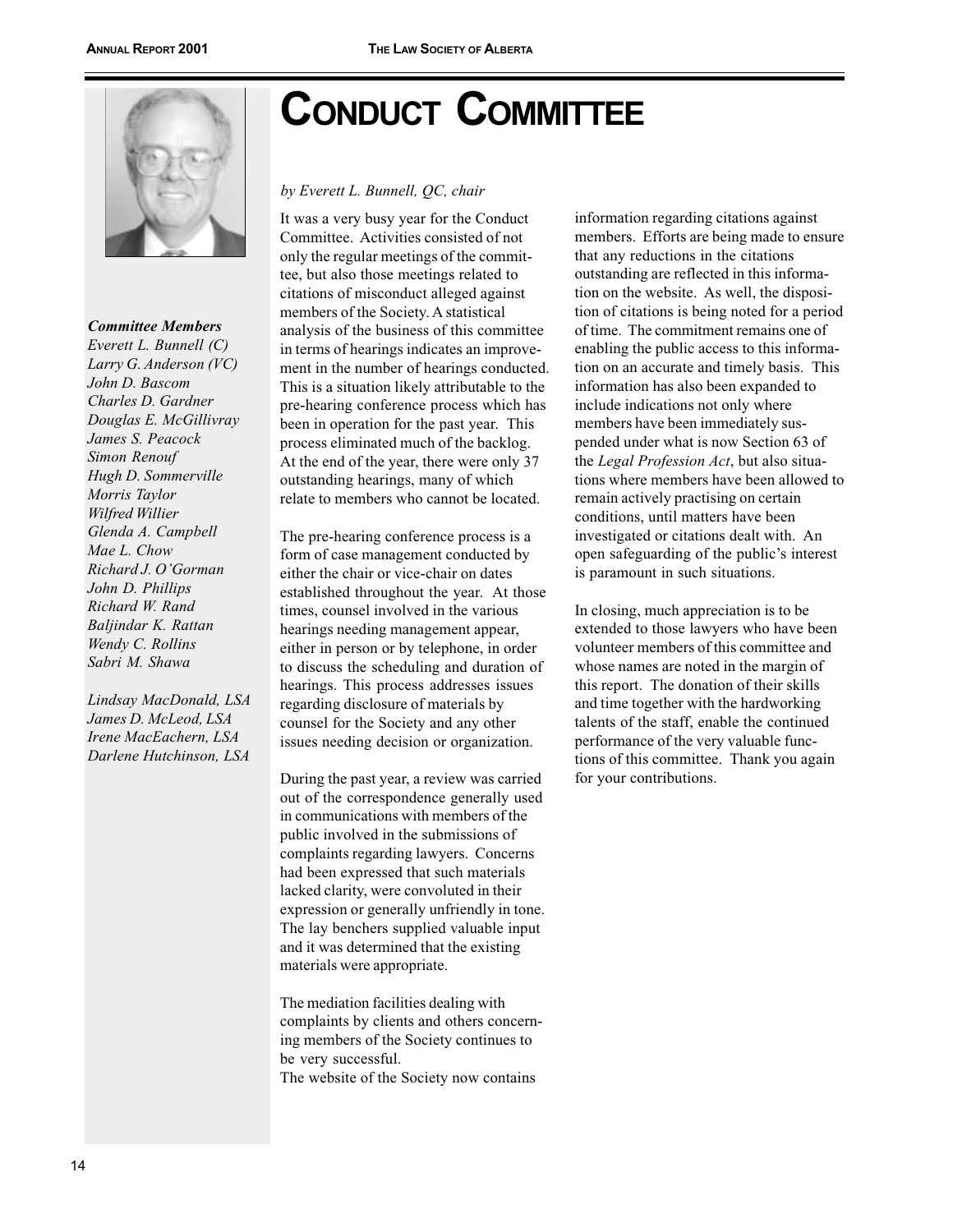# Conduct Committee

*by Everett L. Bunnell, QC, chair*

It was a very busy year for the Conduct Committee. Activities consisted of not only the regular meetings of the committee, but also those meetings related to citations of misconduct alleged against members of the Society. A statistical analysis of the business of this committee in terms of hearings indicates an improvement in the number of hearings conducted. This is a situation likely attributable to the pre-hearing conference process which has been in operation for the past year. This process eliminated much of the backlog. At the end of the year, there were only 37 outstanding hearings, many of which relate to members who cannot be located.

The pre-hearing conference process is a form of case management conducted by either the chair or vice-chair on dates established throughout the year. At those times, counsel involved in the various hearings needing management appear, either in person or by telephone, in order to discuss the scheduling and duration of hearings. This process addresses issues regarding disclosure of materials by counsel for the Society and any other issues needing decision or organization.

During the past year, a review was carried out of the correspondence generally used in communications with members of the public involved in the submissions of complaints regarding lawyers. Concerns had been expressed that such materials lacked clarity, were convoluted in their expression or generally unfriendly in tone. The lay benchers supplied valuable input and it was determined that the existing materials were appropriate.

The mediation facilities dealing with complaints by clients and others concerning members of the Society continues to be very successful.

The website of the Society now contains information regarding citations against members. Efforts are being made to ensure that any reductions in the citations outstanding are reflected in this information on the website. As well, the disposition of citations is being noted for a period of time. The commitment remains one of enabling the public access to this information on an accurate and timely basis. This information has also been expanded to include indications not only where members have been immediately suspended under what is now Section 63 of the *Legal Profession Act*, but also situations where members have been allowed to remain actively practising on certain conditions, until matters have been investigated or citations dealt with. An open safeguarding of the public's interest is paramount in such situations.

In closing, much appreciation is to be extended to those lawyers who have been volunteer members of this committee and whose names are noted in the margin of this report. The donation of their skills and time together with the hardworking talents of the staff, enable the continued performance of the very valuable functions of this committee. Thank you again for your contributions.

***Committee Members***

*Everett L. Bunnell (C)*
*Larry G. Anderson (VC)*
*John D. Bascom*
*Charles D. Gardner*
*Douglas E. McGillivray*
*James S. Peacock*
*Simon Renouf*
*Hugh D. Sommerville*
*Morris Taylor*
*Wilfred Willier*
*Glenda A. Campbell*
*Mae L. Chow*
*Richard J. O'Gorman*
*John D. Phillips*
*Richard W. Rand*
*Baljindar K. Rattan*
*Wendy C. Rollins*
*Sabri M. Shawa*

*Lindsay MacDonald, LSA*
*James D. McLeod, LSA*
*Irene MacEachern, LSA*
*Darlene Hutchinson, LSA*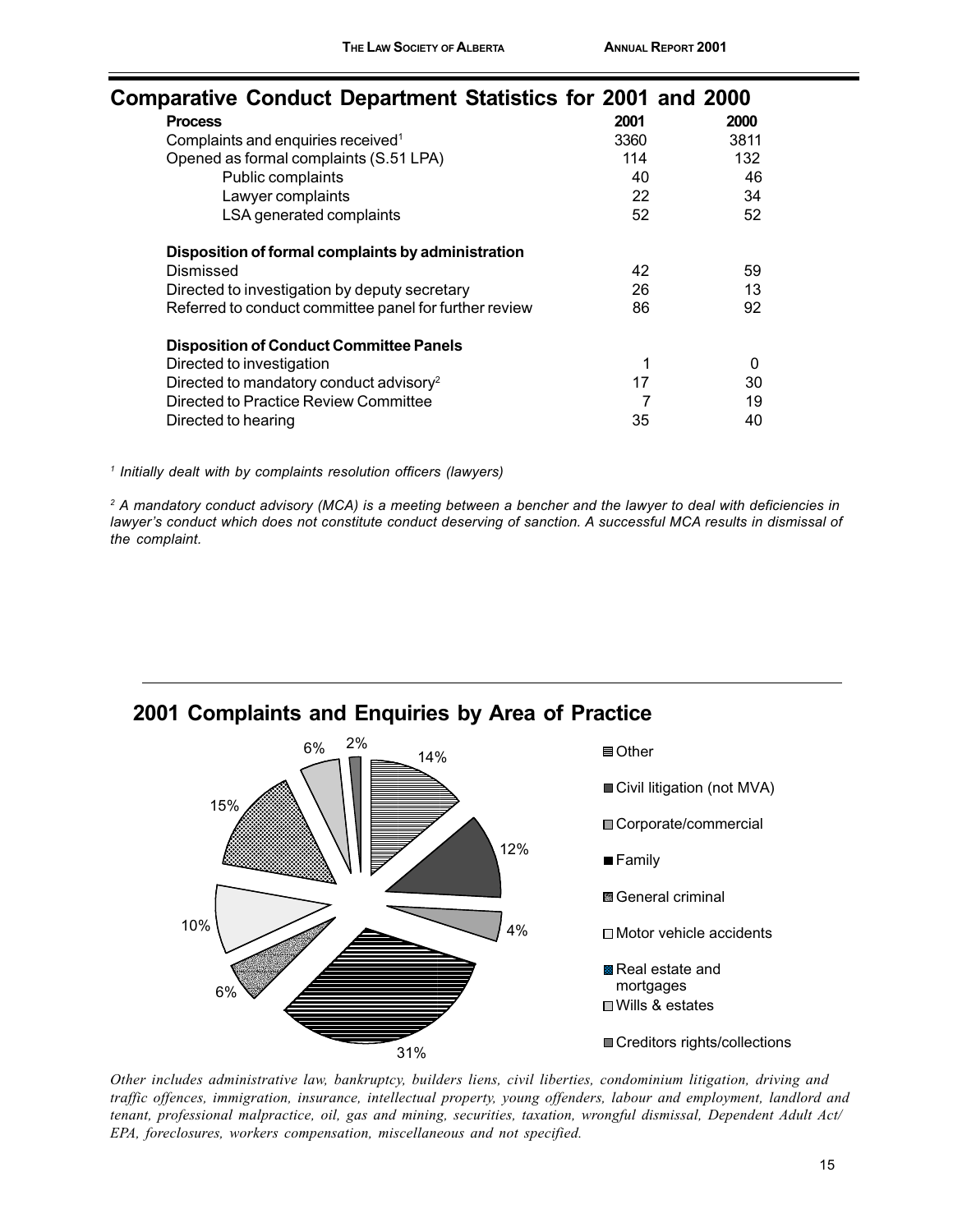## Comparative Conduct Department Statistics for 2001 and 2000

| Process | 2001 | 2000 |
|---|---|---|
| Complaints and enquiries received[1] | 3360 | 3811 |
| Opened as formal complaints (S.51 LPA) | 114 | 132 |
| Public complaints | 40 | 46 |
| Lawyer complaints | 22 | 34 |
| LSA generated complaints | 52 | 52 |
| **Disposition of formal complaints by administration** | | |
| Dismissed | 42 | 59 |
| Directed to investigation by deputy secretary | 26 | 13 |
| Referred to conduct committee panel for further review | 86 | 92 |
| **Disposition of Conduct Committee Panels** | | |
| Directed to investigation | 1 | 0 |
| Directed to mandatory conduct advisory[2] | 17 | 30 |
| Directed to Practice Review Committee | 7 | 19 |
| Directed to hearing | 35 | 40 |

*[1] Initially dealt with by complaints resolution officers (lawyers)*

*[2] A mandatory conduct advisory (MCA) is a meeting between a bencher and the lawyer to deal with deficiencies in lawyer's conduct which does not constitute conduct deserving of sanction. A successful MCA results in dismissal of the complaint.*

## 2001 Complaints and Enquiries by Area of Practice

- Other: 14%
- Civil litigation (not MVA): 12%
- Corporate/commercial: 4%
- Family: 31%
- General criminal: 6%
- Motor vehicle accidents: 10%
- Real estate and mortgages: 15%
- Wills & estates: 6%
- Creditors rights/collections: 2%

*Other includes administrative law, bankruptcy, builders liens, civil liberties, condominium litigation, driving and traffic offences, immigration, insurance, intellectual property, young offenders, labour and employment, landlord and tenant, professional malpractice, oil, gas and mining, securities, taxation, wrongful dismissal, Dependent Adult Act/EPA, foreclosures, workers compensation, miscellaneous and not specified.*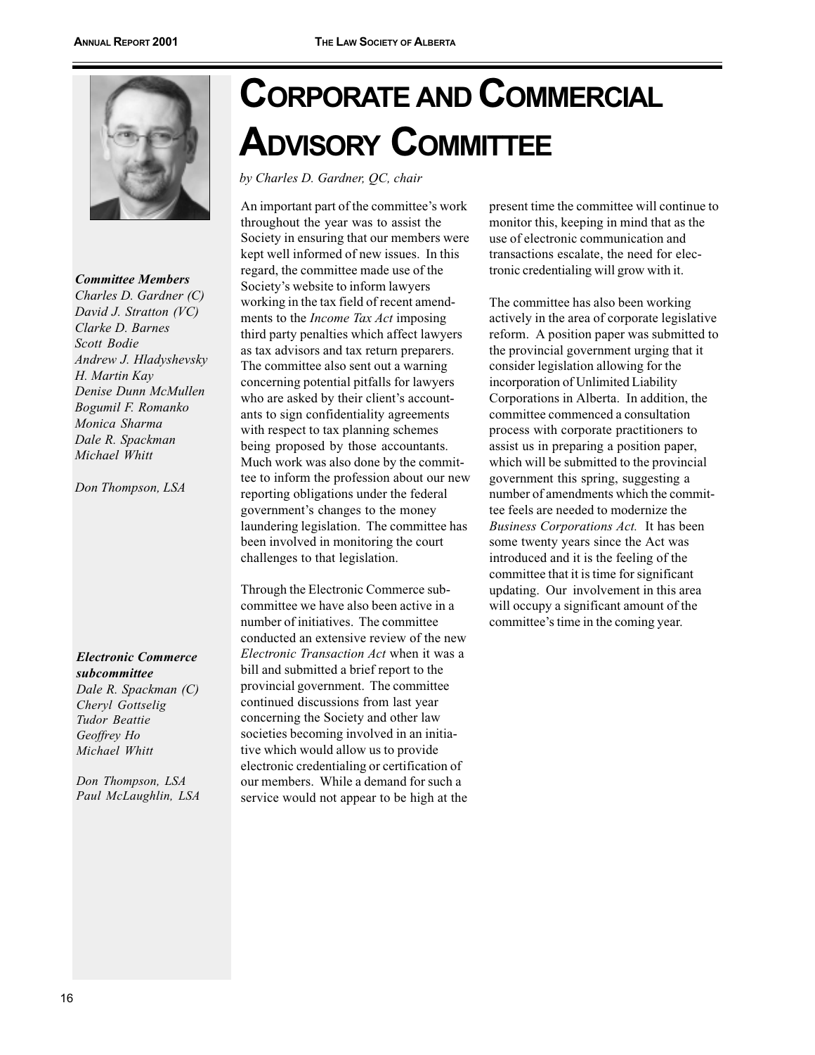# Corporate and Commercial Advisory Committee

*by Charles D. Gardner, QC, chair*

***Committee Members***
*Charles D. Gardner (C)*
*David J. Stratton (VC)*
*Clarke D. Barnes*
*Scott Bodie*
*Andrew J. Hladyshevsky*
*H. Martin Kay*
*Denise Dunn McMullen*
*Bogumil F. Romanko*
*Monica Sharma*
*Dale R. Spackman*
*Michael Whitt*

*Don Thompson, LSA*

***Electronic Commerce subcommittee***
*Dale R. Spackman (C)*
*Cheryl Gottselig*
*Tudor Beattie*
*Geoffrey Ho*
*Michael Whitt*

*Don Thompson, LSA*
*Paul McLaughlin, LSA*

An important part of the committee's work throughout the year was to assist the Society in ensuring that our members were kept well informed of new issues. In this regard, the committee made use of the Society's website to inform lawyers working in the tax field of recent amendments to the *Income Tax Act* imposing third party penalties which affect lawyers as tax advisors and tax return preparers. The committee also sent out a warning concerning potential pitfalls for lawyers who are asked by their client's accountants to sign confidentiality agreements with respect to tax planning schemes being proposed by those accountants. Much work was also done by the committee to inform the profession about our new reporting obligations under the federal government's changes to the money laundering legislation. The committee has been involved in monitoring the court challenges to that legislation.

Through the Electronic Commerce subcommittee we have also been active in a number of initiatives. The committee conducted an extensive review of the new *Electronic Transaction Act* when it was a bill and submitted a brief report to the provincial government. The committee continued discussions from last year concerning the Society and other law societies becoming involved in an initiative which would allow us to provide electronic credentialing or certification of our members. While a demand for such a service would not appear to be high at the present time the committee will continue to monitor this, keeping in mind that as the use of electronic communication and transactions escalate, the need for electronic credentialing will grow with it.

The committee has also been working actively in the area of corporate legislative reform. A position paper was submitted to the provincial government urging that it consider legislation allowing for the incorporation of Unlimited Liability Corporations in Alberta. In addition, the committee commenced a consultation process with corporate practitioners to assist us in preparing a position paper, which will be submitted to the provincial government this spring, suggesting a number of amendments which the committee feels are needed to modernize the *Business Corporations Act.* It has been some twenty years since the Act was introduced and it is the feeling of the committee that it is time for significant updating. Our involvement in this area will occupy a significant amount of the committee's time in the coming year.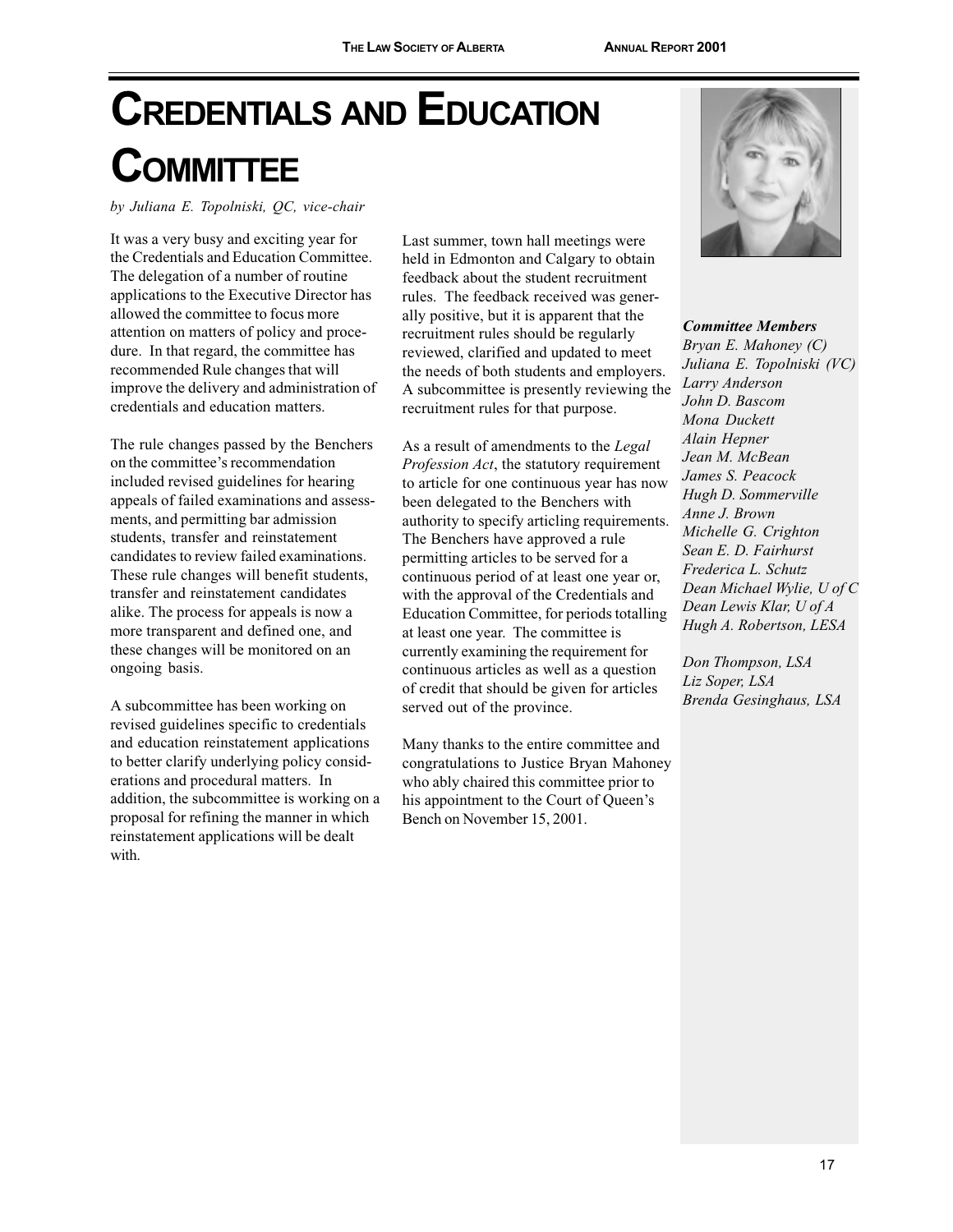# Credentials and Education Committee

*by Juliana E. Topolniski, QC, vice-chair*

It was a very busy and exciting year for the Credentials and Education Committee. The delegation of a number of routine applications to the Executive Director has allowed the committee to focus more attention on matters of policy and procedure. In that regard, the committee has recommended Rule changes that will improve the delivery and administration of credentials and education matters.

The rule changes passed by the Benchers on the committee's recommendation included revised guidelines for hearing appeals of failed examinations and assessments, and permitting bar admission students, transfer and reinstatement candidates to review failed examinations. These rule changes will benefit students, transfer and reinstatement candidates alike. The process for appeals is now a more transparent and defined one, and these changes will be monitored on an ongoing basis.

A subcommittee has been working on revised guidelines specific to credentials and education reinstatement applications to better clarify underlying policy considerations and procedural matters. In addition, the subcommittee is working on a proposal for refining the manner in which reinstatement applications will be dealt with.

Last summer, town hall meetings were held in Edmonton and Calgary to obtain feedback about the student recruitment rules. The feedback received was generally positive, but it is apparent that the recruitment rules should be regularly reviewed, clarified and updated to meet the needs of both students and employers. A subcommittee is presently reviewing the recruitment rules for that purpose.

As a result of amendments to the *Legal Profession Act*, the statutory requirement to article for one continuous year has now been delegated to the Benchers with authority to specify articling requirements. The Benchers have approved a rule permitting articles to be served for a continuous period of at least one year or, with the approval of the Credentials and Education Committee, for periods totalling at least one year. The committee is currently examining the requirement for continuous articles as well as a question of credit that should be given for articles served out of the province.

Many thanks to the entire committee and congratulations to Justice Bryan Mahoney who ably chaired this committee prior to his appointment to the Court of Queen's Bench on November 15, 2001.

***Committee Members***

*Bryan E. Mahoney (C)*
*Juliana E. Topolniski (VC)*
*Larry Anderson*
*John D. Bascom*
*Mona Duckett*
*Alain Hepner*
*Jean M. McBean*
*James S. Peacock*
*Hugh D. Sommerville*
*Anne J. Brown*
*Michelle G. Crighton*
*Sean E. D. Fairhurst*
*Frederica L. Schutz*
*Dean Michael Wylie, U of C*
*Dean Lewis Klar, U of A*
*Hugh A. Robertson, LESA*

*Don Thompson, LSA*
*Liz Soper, LSA*
*Brenda Gesinghaus, LSA*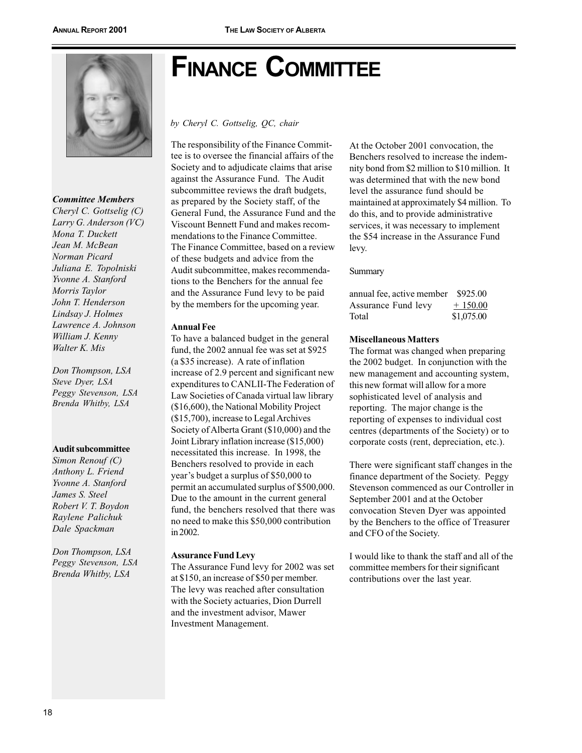# Finance Committee

*by Cheryl C. Gottselig, QC, chair*

***Committee Members***

*Cheryl C. Gottselig (C)*
*Larry G. Anderson (VC)*
*Mona T. Duckett*
*Jean M. McBean*
*Norman Picard*
*Juliana E. Topolniski*
*Yvonne A. Stanford*
*Morris Taylor*
*John T. Henderson*
*Lindsay J. Holmes*
*Lawrence A. Johnson*
*William J. Kenny*
*Walter K. Mis*

*Don Thompson, LSA*
*Steve Dyer, LSA*
*Peggy Stevenson, LSA*
*Brenda Whitby, LSA*

**Audit subcommittee**

*Simon Renouf (C)*
*Anthony L. Friend*
*Yvonne A. Stanford*
*James S. Steel*
*Robert V. T. Boydon*
*Raylene Palichuk*
*Dale Spackman*

*Don Thompson, LSA*
*Peggy Stevenson, LSA*
*Brenda Whitby, LSA*

The responsibility of the Finance Committee is to oversee the financial affairs of the Society and to adjudicate claims that arise against the Assurance Fund. The Audit subcommittee reviews the draft budgets, as prepared by the Society staff, of the General Fund, the Assurance Fund and the Viscount Bennett Fund and makes recommendations to the Finance Committee. The Finance Committee, based on a review of these budgets and advice from the Audit subcommittee, makes recommendations to the Benchers for the annual fee and the Assurance Fund levy to be paid by the members for the upcoming year.

**Annual Fee**

To have a balanced budget in the general fund, the 2002 annual fee was set at $925 (a $35 increase). A rate of inflation increase of 2.9 percent and significant new expenditures to CANLII-The Federation of Law Societies of Canada virtual law library ($16,600), the National Mobility Project ($15,700), increase to Legal Archives Society of Alberta Grant ($10,000) and the Joint Library inflation increase ($15,000) necessitated this increase. In 1998, the Benchers resolved to provide in each year's budget a surplus of $50,000 to permit an accumulated surplus of $500,000. Due to the amount in the current general fund, the benchers resolved that there was no need to make this $50,000 contribution in 2002.

**Assurance Fund Levy**

The Assurance Fund levy for 2002 was set at $150, an increase of $50 per member. The levy was reached after consultation with the Society actuaries, Dion Durrell and the investment advisor, Mawer Investment Management.

At the October 2001 convocation, the Benchers resolved to increase the indemnity bond from $2 million to $10 million. It was determined that with the new bond level the assurance fund should be maintained at approximately $4 million. To do this, and to provide administrative services, it was necessary to implement the $54 increase in the Assurance Fund levy.

Summary

| | |
|---|---|
| annual fee, active member | $925.00 |
| Assurance Fund levy | + 150.00 |
| Total | $1,075.00 |

**Miscellaneous Matters**

The format was changed when preparing the 2002 budget. In conjunction with the new management and accounting system, this new format will allow for a more sophisticated level of analysis and reporting. The major change is the reporting of expenses to individual cost centres (departments of the Society) or to corporate costs (rent, depreciation, etc.).

There were significant staff changes in the finance department of the Society. Peggy Stevenson commenced as our Controller in September 2001 and at the October convocation Steven Dyer was appointed by the Benchers to the office of Treasurer and CFO of the Society.

I would like to thank the staff and all of the committee members for their significant contributions over the last year.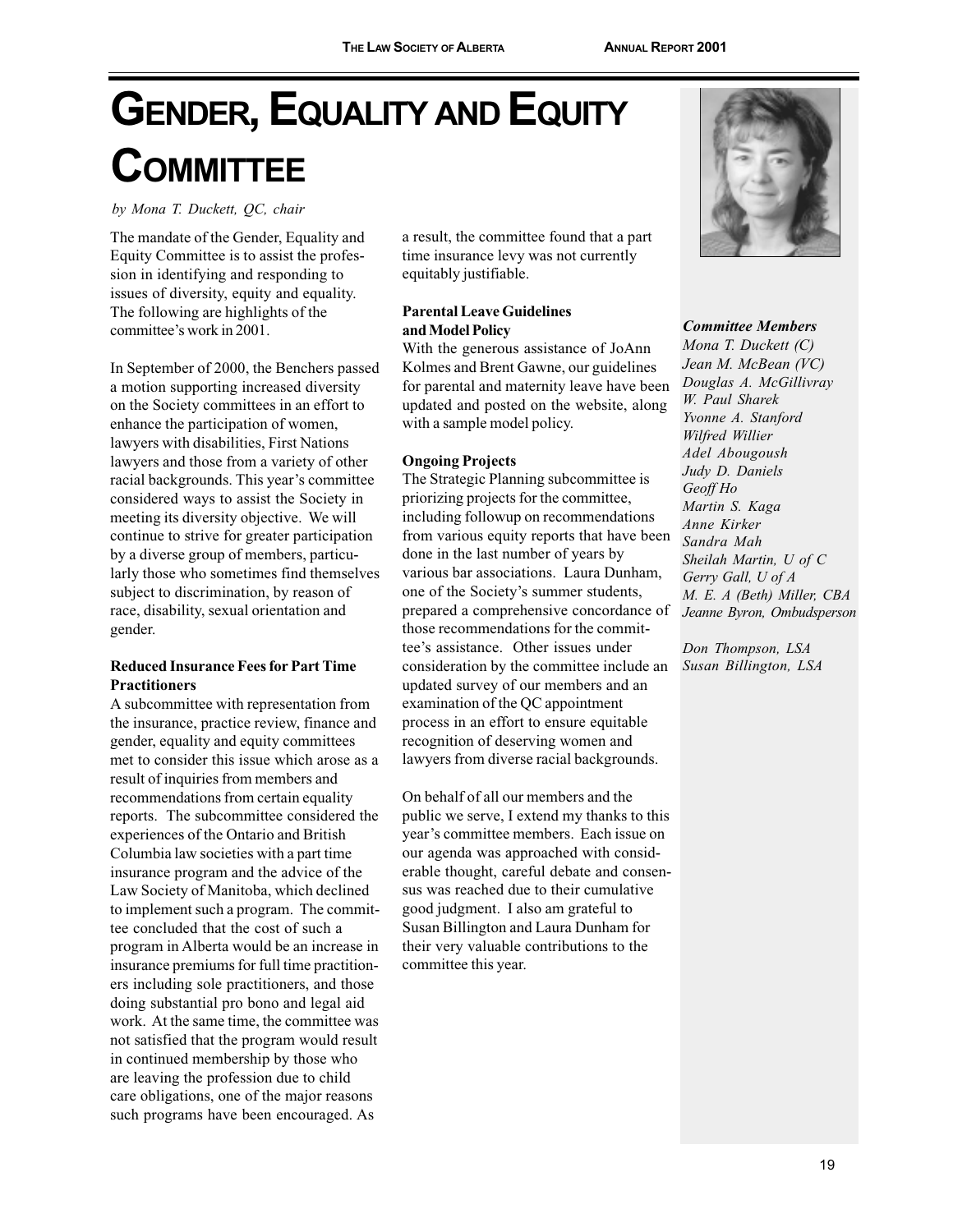# GENDER, EQUALITY AND EQUITY COMMITTEE

*by Mona T. Duckett, QC, chair*

The mandate of the Gender, Equality and Equity Committee is to assist the profession in identifying and responding to issues of diversity, equity and equality. The following are highlights of the committee's work in 2001.

In September of 2000, the Benchers passed a motion supporting increased diversity on the Society committees in an effort to enhance the participation of women, lawyers with disabilities, First Nations lawyers and those from a variety of other racial backgrounds. This year's committee considered ways to assist the Society in meeting its diversity objective. We will continue to strive for greater participation by a diverse group of members, particularly those who sometimes find themselves subject to discrimination, by reason of race, disability, sexual orientation and gender.

**Reduced Insurance Fees for Part Time Practitioners**

A subcommittee with representation from the insurance, practice review, finance and gender, equality and equity committees met to consider this issue which arose as a result of inquiries from members and recommendations from certain equality reports. The subcommittee considered the experiences of the Ontario and British Columbia law societies with a part time insurance program and the advice of the Law Society of Manitoba, which declined to implement such a program. The committee concluded that the cost of such a program in Alberta would be an increase in insurance premiums for full time practitioners including sole practitioners, and those doing substantial pro bono and legal aid work. At the same time, the committee was not satisfied that the program would result in continued membership by those who are leaving the profession due to child care obligations, one of the major reasons such programs have been encouraged. As a result, the committee found that a part time insurance levy was not currently equitably justifiable.

**Parental Leave Guidelines and Model Policy**

With the generous assistance of JoAnn Kolmes and Brent Gawne, our guidelines for parental and maternity leave have been updated and posted on the website, along with a sample model policy.

**Ongoing Projects**

The Strategic Planning subcommittee is priorizing projects for the committee, including followup on recommendations from various equity reports that have been done in the last number of years by various bar associations. Laura Dunham, one of the Society's summer students, prepared a comprehensive concordance of those recommendations for the committee's assistance. Other issues under consideration by the committee include an updated survey of our members and an examination of the QC appointment process in an effort to ensure equitable recognition of deserving women and lawyers from diverse racial backgrounds.

On behalf of all our members and the public we serve, I extend my thanks to this year's committee members. Each issue on our agenda was approached with considerable thought, careful debate and consensus was reached due to their cumulative good judgment. I also am grateful to Susan Billington and Laura Dunham for their very valuable contributions to the committee this year.

***Committee Members***

*Mona T. Duckett (C)*
*Jean M. McBean (VC)*
*Douglas A. McGillivray*
*W. Paul Sharek*
*Yvonne A. Stanford*
*Wilfred Willier*
*Adel Abougoush*
*Judy D. Daniels*
*Geoff Ho*
*Martin S. Kaga*
*Anne Kirker*
*Sandra Mah*
*Sheilah Martin, U of C*
*Gerry Gall, U of A*
*M. E. A (Beth) Miller, CBA*
*Jeanne Byron, Ombudsperson*

*Don Thompson, LSA*
*Susan Billington, LSA*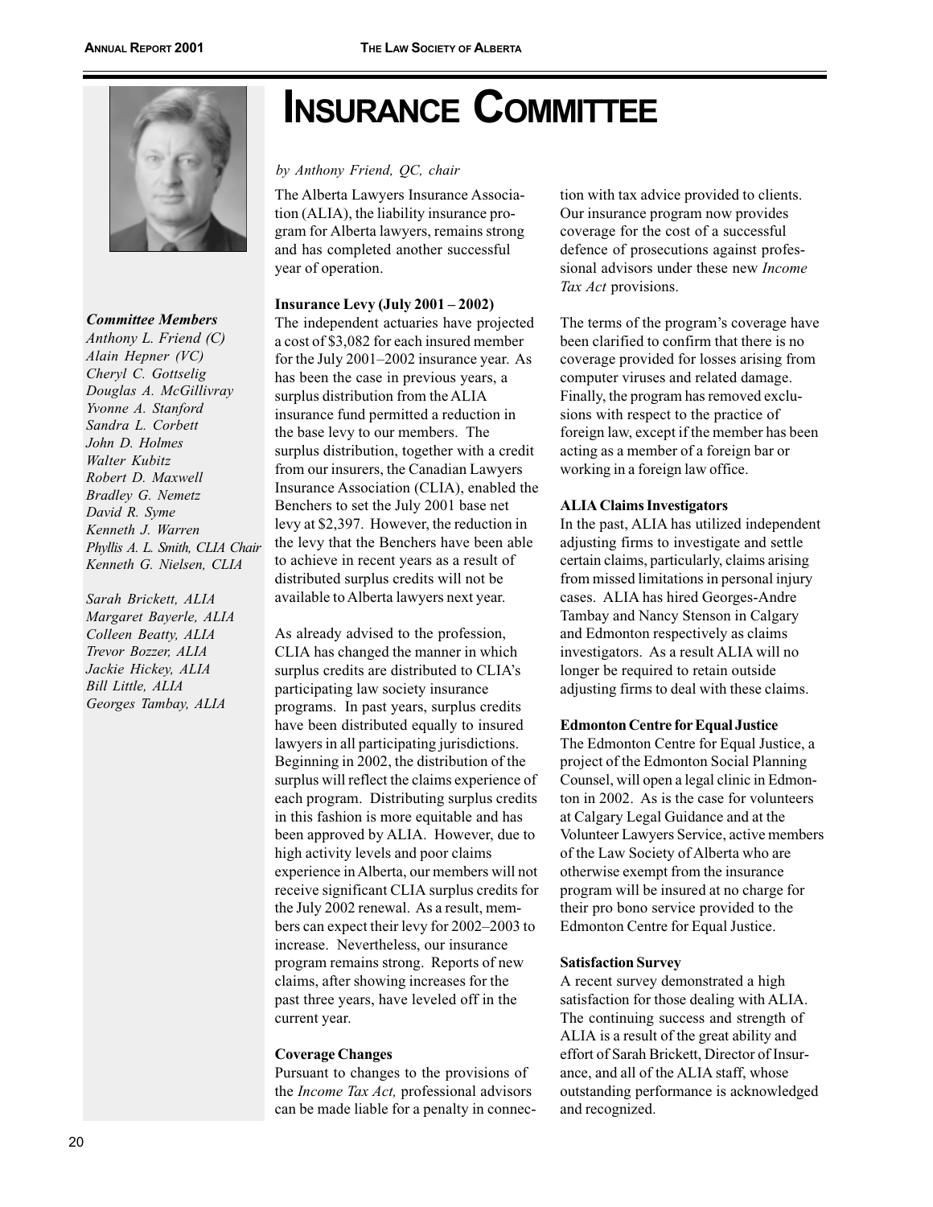# INSURANCE COMMITTEE

*by Anthony Friend, QC, chair*

***Committee Members***

*Anthony L. Friend (C)*
*Alain Hepner (VC)*
*Cheryl C. Gottselig*
*Douglas A. McGillivray*
*Yvonne A. Stanford*
*Sandra L. Corbett*
*John D. Holmes*
*Walter Kubitz*
*Robert D. Maxwell*
*Bradley G. Nemetz*
*David R. Syme*
*Kenneth J. Warren*
*Phyllis A. L. Smith, CLIA Chair*
*Kenneth G. Nielsen, CLIA*

*Sarah Brickett, ALIA*
*Margaret Bayerle, ALIA*
*Colleen Beatty, ALIA*
*Trevor Bozzer, ALIA*
*Jackie Hickey, ALIA*
*Bill Little, ALIA*
*Georges Tambay, ALIA*

The Alberta Lawyers Insurance Association (ALIA), the liability insurance program for Alberta lawyers, remains strong and has completed another successful year of operation.

**Insurance Levy (July 2001 – 2002)**

The independent actuaries have projected a cost of $3,082 for each insured member for the July 2001–2002 insurance year. As has been the case in previous years, a surplus distribution from the ALIA insurance fund permitted a reduction in the base levy to our members. The surplus distribution, together with a credit from our insurers, the Canadian Lawyers Insurance Association (CLIA), enabled the Benchers to set the July 2001 base net levy at $2,397. However, the reduction in the levy that the Benchers have been able to achieve in recent years as a result of distributed surplus credits will not be available to Alberta lawyers next year.

As already advised to the profession, CLIA has changed the manner in which surplus credits are distributed to CLIA's participating law society insurance programs. In past years, surplus credits have been distributed equally to insured lawyers in all participating jurisdictions. Beginning in 2002, the distribution of the surplus will reflect the claims experience of each program. Distributing surplus credits in this fashion is more equitable and has been approved by ALIA. However, due to high activity levels and poor claims experience in Alberta, our members will not receive significant CLIA surplus credits for the July 2002 renewal. As a result, members can expect their levy for 2002–2003 to increase. Nevertheless, our insurance program remains strong. Reports of new claims, after showing increases for the past three years, have leveled off in the current year.

**Coverage Changes**

Pursuant to changes to the provisions of the *Income Tax Act,* professional advisors can be made liable for a penalty in connection with tax advice provided to clients. Our insurance program now provides coverage for the cost of a successful defence of prosecutions against professional advisors under these new *Income Tax Act* provisions.

The terms of the program's coverage have been clarified to confirm that there is no coverage provided for losses arising from computer viruses and related damage. Finally, the program has removed exclusions with respect to the practice of foreign law, except if the member has been acting as a member of a foreign bar or working in a foreign law office.

**ALIA Claims Investigators**

In the past, ALIA has utilized independent adjusting firms to investigate and settle certain claims, particularly, claims arising from missed limitations in personal injury cases. ALIA has hired Georges-Andre Tambay and Nancy Stenson in Calgary and Edmonton respectively as claims investigators. As a result ALIA will no longer be required to retain outside adjusting firms to deal with these claims.

**Edmonton Centre for Equal Justice**

The Edmonton Centre for Equal Justice, a project of the Edmonton Social Planning Counsel, will open a legal clinic in Edmonton in 2002. As is the case for volunteers at Calgary Legal Guidance and at the Volunteer Lawyers Service, active members of the Law Society of Alberta who are otherwise exempt from the insurance program will be insured at no charge for their pro bono service provided to the Edmonton Centre for Equal Justice.

**Satisfaction Survey**

A recent survey demonstrated a high satisfaction for those dealing with ALIA. The continuing success and strength of ALIA is a result of the great ability and effort of Sarah Brickett, Director of Insurance, and all of the ALIA staff, whose outstanding performance is acknowledged and recognized.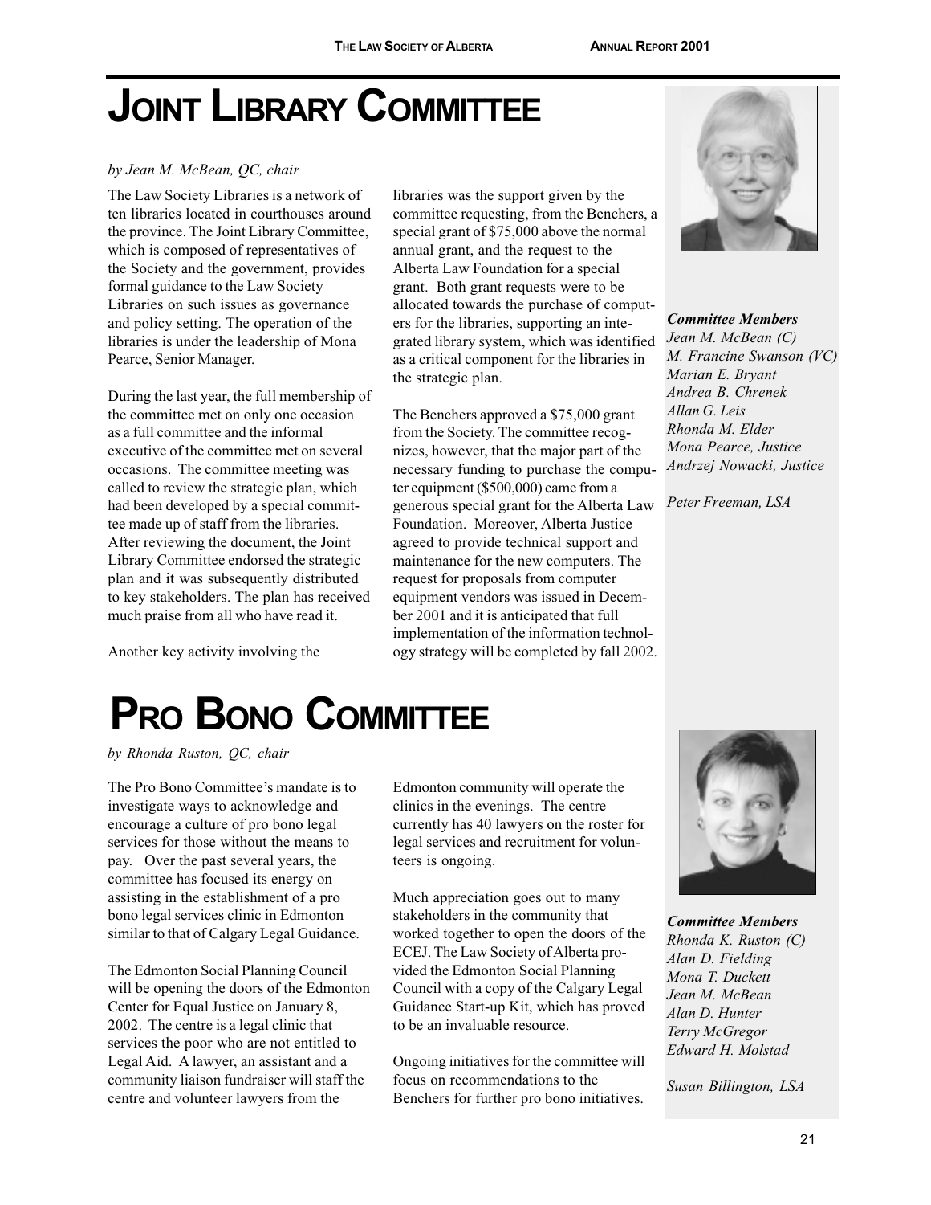# JOINT LIBRARY COMMITTEE

*by Jean M. McBean, QC, chair*

The Law Society Libraries is a network of ten libraries located in courthouses around the province. The Joint Library Committee, which is composed of representatives of the Society and the government, provides formal guidance to the Law Society Libraries on such issues as governance and policy setting. The operation of the libraries is under the leadership of Mona Pearce, Senior Manager.

During the last year, the full membership of the committee met on only one occasion as a full committee and the informal executive of the committee met on several occasions. The committee meeting was called to review the strategic plan, which had been developed by a special committee made up of staff from the libraries. After reviewing the document, the Joint Library Committee endorsed the strategic plan and it was subsequently distributed to key stakeholders. The plan has received much praise from all who have read it.

Another key activity involving the libraries was the support given by the committee requesting, from the Benchers, a special grant of $75,000 above the normal annual grant, and the request to the Alberta Law Foundation for a special grant. Both grant requests were to be allocated towards the purchase of computers for the libraries, supporting an integrated library system, which was identified as a critical component for the libraries in the strategic plan.

The Benchers approved a $75,000 grant from the Society. The committee recognizes, however, that the major part of the necessary funding to purchase the computer equipment ($500,000) came from a generous special grant for the Alberta Law Foundation. Moreover, Alberta Justice agreed to provide technical support and maintenance for the new computers. The request for proposals from computer equipment vendors was issued in December 2001 and it is anticipated that full implementation of the information technology strategy will be completed by fall 2002.

***Committee Members***
*Jean M. McBean (C)*
*M. Francine Swanson (VC)*
*Marian E. Bryant*
*Andrea B. Chrenek*
*Allan G. Leis*
*Rhonda M. Elder*
*Mona Pearce, Justice*
*Andrzej Nowacki, Justice*

*Peter Freeman, LSA*

# PRO BONO COMMITTEE

*by Rhonda Ruston, QC, chair*

The Pro Bono Committee's mandate is to investigate ways to acknowledge and encourage a culture of pro bono legal services for those without the means to pay. Over the past several years, the committee has focused its energy on assisting in the establishment of a pro bono legal services clinic in Edmonton similar to that of Calgary Legal Guidance.

The Edmonton Social Planning Council will be opening the doors of the Edmonton Center for Equal Justice on January 8, 2002. The centre is a legal clinic that services the poor who are not entitled to Legal Aid. A lawyer, an assistant and a community liaison fundraiser will staff the centre and volunteer lawyers from the Edmonton community will operate the clinics in the evenings. The centre currently has 40 lawyers on the roster for legal services and recruitment for volunteers is ongoing.

Much appreciation goes out to many stakeholders in the community that worked together to open the doors of the ECEJ. The Law Society of Alberta provided the Edmonton Social Planning Council with a copy of the Calgary Legal Guidance Start-up Kit, which has proved to be an invaluable resource.

Ongoing initiatives for the committee will focus on recommendations to the Benchers for further pro bono initiatives.

***Committee Members***
*Rhonda K. Ruston (C)*
*Alan D. Fielding*
*Mona T. Duckett*
*Jean M. McBean*
*Alan D. Hunter*
*Terry McGregor*
*Edward H. Molstad*

*Susan Billington, LSA*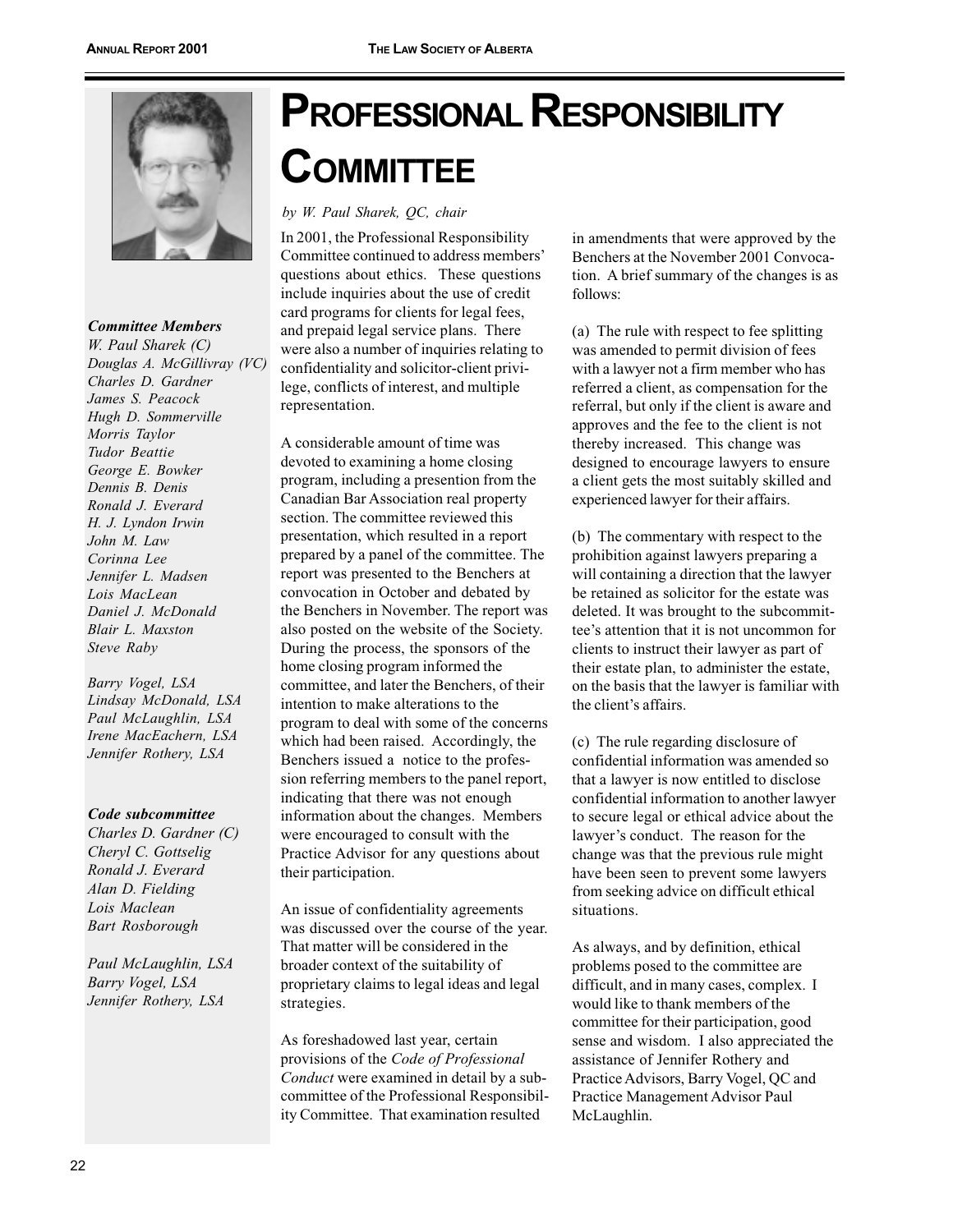# Professional Responsibility Committee

*by W. Paul Sharek, QC, chair*

In 2001, the Professional Responsibility Committee continued to address members' questions about ethics. These questions include inquiries about the use of credit card programs for clients for legal fees, and prepaid legal service plans. There were also a number of inquiries relating to confidentiality and solicitor-client privilege, conflicts of interest, and multiple representation.

A considerable amount of time was devoted to examining a home closing program, including a presention from the Canadian Bar Association real property section. The committee reviewed this presentation, which resulted in a report prepared by a panel of the committee. The report was presented to the Benchers at convocation in October and debated by the Benchers in November. The report was also posted on the website of the Society. During the process, the sponsors of the home closing program informed the committee, and later the Benchers, of their intention to make alterations to the program to deal with some of the concerns which had been raised. Accordingly, the Benchers issued a notice to the profession referring members to the panel report, indicating that there was not enough information about the changes. Members were encouraged to consult with the Practice Advisor for any questions about their participation.

An issue of confidentiality agreements was discussed over the course of the year. That matter will be considered in the broader context of the suitability of proprietary claims to legal ideas and legal strategies.

As foreshadowed last year, certain provisions of the *Code of Professional Conduct* were examined in detail by a subcommittee of the Professional Responsibility Committee. That examination resulted in amendments that were approved by the Benchers at the November 2001 Convocation. A brief summary of the changes is as follows:

(a) The rule with respect to fee splitting was amended to permit division of fees with a lawyer not a firm member who has referred a client, as compensation for the referral, but only if the client is aware and approves and the fee to the client is not thereby increased. This change was designed to encourage lawyers to ensure a client gets the most suitably skilled and experienced lawyer for their affairs.

(b) The commentary with respect to the prohibition against lawyers preparing a will containing a direction that the lawyer be retained as solicitor for the estate was deleted. It was brought to the subcommittee's attention that it is not uncommon for clients to instruct their lawyer as part of their estate plan, to administer the estate, on the basis that the lawyer is familiar with the client's affairs.

(c) The rule regarding disclosure of confidential information was amended so that a lawyer is now entitled to disclose confidential information to another lawyer to secure legal or ethical advice about the lawyer's conduct. The reason for the change was that the previous rule might have been seen to prevent some lawyers from seeking advice on difficult ethical situations.

As always, and by definition, ethical problems posed to the committee are difficult, and in many cases, complex. I would like to thank members of the committee for their participation, good sense and wisdom. I also appreciated the assistance of Jennifer Rothery and Practice Advisors, Barry Vogel, QC and Practice Management Advisor Paul McLaughlin.

***Committee Members***

*W. Paul Sharek (C)*
*Douglas A. McGillivray (VC)*
*Charles D. Gardner*
*James S. Peacock*
*Hugh D. Sommerville*
*Morris Taylor*
*Tudor Beattie*
*George E. Bowker*
*Dennis B. Denis*
*Ronald J. Everard*
*H. J. Lyndon Irwin*
*John M. Law*
*Corinna Lee*
*Jennifer L. Madsen*
*Lois MacLean*
*Daniel J. McDonald*
*Blair L. Maxston*
*Steve Raby*

*Barry Vogel, LSA*
*Lindsay McDonald, LSA*
*Paul McLaughlin, LSA*
*Irene MacEachern, LSA*
*Jennifer Rothery, LSA*

***Code subcommittee***

*Charles D. Gardner (C)*
*Cheryl C. Gottselig*
*Ronald J. Everard*
*Alan D. Fielding*
*Lois Maclean*
*Bart Rosborough*

*Paul McLaughlin, LSA*
*Barry Vogel, LSA*
*Jennifer Rothery, LSA*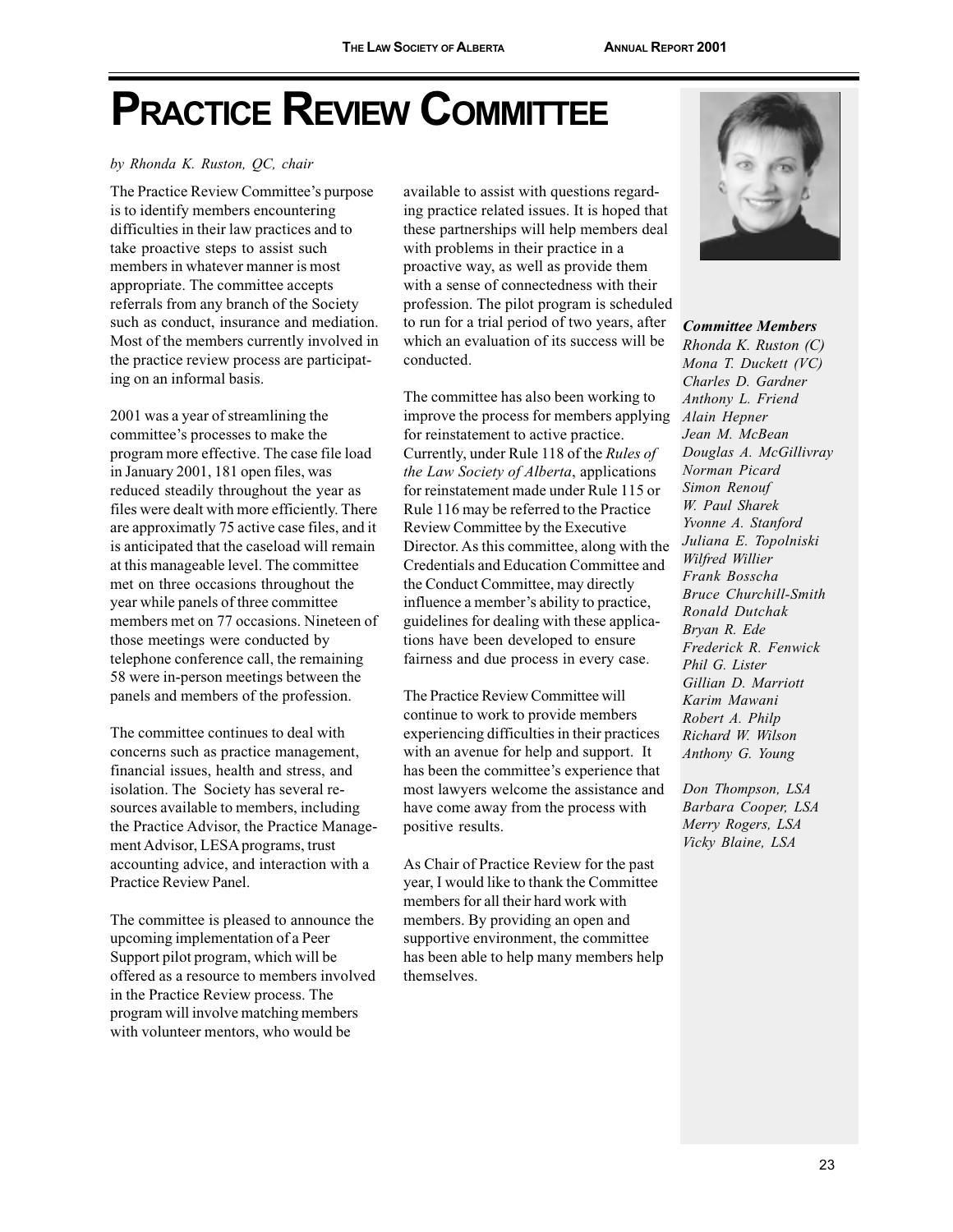# PRACTICE REVIEW COMMITTEE

*by Rhonda K. Ruston, QC, chair*

The Practice Review Committee's purpose is to identify members encountering difficulties in their law practices and to take proactive steps to assist such members in whatever manner is most appropriate. The committee accepts referrals from any branch of the Society such as conduct, insurance and mediation. Most of the members currently involved in the practice review process are participating on an informal basis.

2001 was a year of streamlining the committee's processes to make the program more effective. The case file load in January 2001, 181 open files, was reduced steadily throughout the year as files were dealt with more efficiently. There are approximatly 75 active case files, and it is anticipated that the caseload will remain at this manageable level. The committee met on three occasions throughout the year while panels of three committee members met on 77 occasions. Nineteen of those meetings were conducted by telephone conference call, the remaining 58 were in-person meetings between the panels and members of the profession.

The committee continues to deal with concerns such as practice management, financial issues, health and stress, and isolation. The Society has several resources available to members, including the Practice Advisor, the Practice Management Advisor, LESA programs, trust accounting advice, and interaction with a Practice Review Panel.

The committee is pleased to announce the upcoming implementation of a Peer Support pilot program, which will be offered as a resource to members involved in the Practice Review process. The program will involve matching members with volunteer mentors, who would be available to assist with questions regarding practice related issues. It is hoped that these partnerships will help members deal with problems in their practice in a proactive way, as well as provide them with a sense of connectedness with their profession. The pilot program is scheduled to run for a trial period of two years, after which an evaluation of its success will be conducted.

The committee has also been working to improve the process for members applying for reinstatement to active practice. Currently, under Rule 118 of the *Rules of the Law Society of Alberta*, applications for reinstatement made under Rule 115 or Rule 116 may be referred to the Practice Review Committee by the Executive Director. As this committee, along with the Credentials and Education Committee and the Conduct Committee, may directly influence a member's ability to practice, guidelines for dealing with these applications have been developed to ensure fairness and due process in every case.

The Practice Review Committee will continue to work to provide members experiencing difficulties in their practices with an avenue for help and support. It has been the committee's experience that most lawyers welcome the assistance and have come away from the process with positive results.

As Chair of Practice Review for the past year, I would like to thank the Committee members for all their hard work with members. By providing an open and supportive environment, the committee has been able to help many members help themselves.

***Committee Members***

*Rhonda K. Ruston (C)*
*Mona T. Duckett (VC)*
*Charles D. Gardner*
*Anthony L. Friend*
*Alain Hepner*
*Jean M. McBean*
*Douglas A. McGillivray*
*Norman Picard*
*Simon Renouf*
*W. Paul Sharek*
*Yvonne A. Stanford*
*Juliana E. Topolniski*
*Wilfred Willier*
*Frank Bosscha*
*Bruce Churchill-Smith*
*Ronald Dutchak*
*Bryan R. Ede*
*Frederick R. Fenwick*
*Phil G. Lister*
*Gillian D. Marriott*
*Karim Mawani*
*Robert A. Philp*
*Richard W. Wilson*
*Anthony G. Young*

*Don Thompson, LSA*
*Barbara Cooper, LSA*
*Merry Rogers, LSA*
*Vicky Blaine, LSA*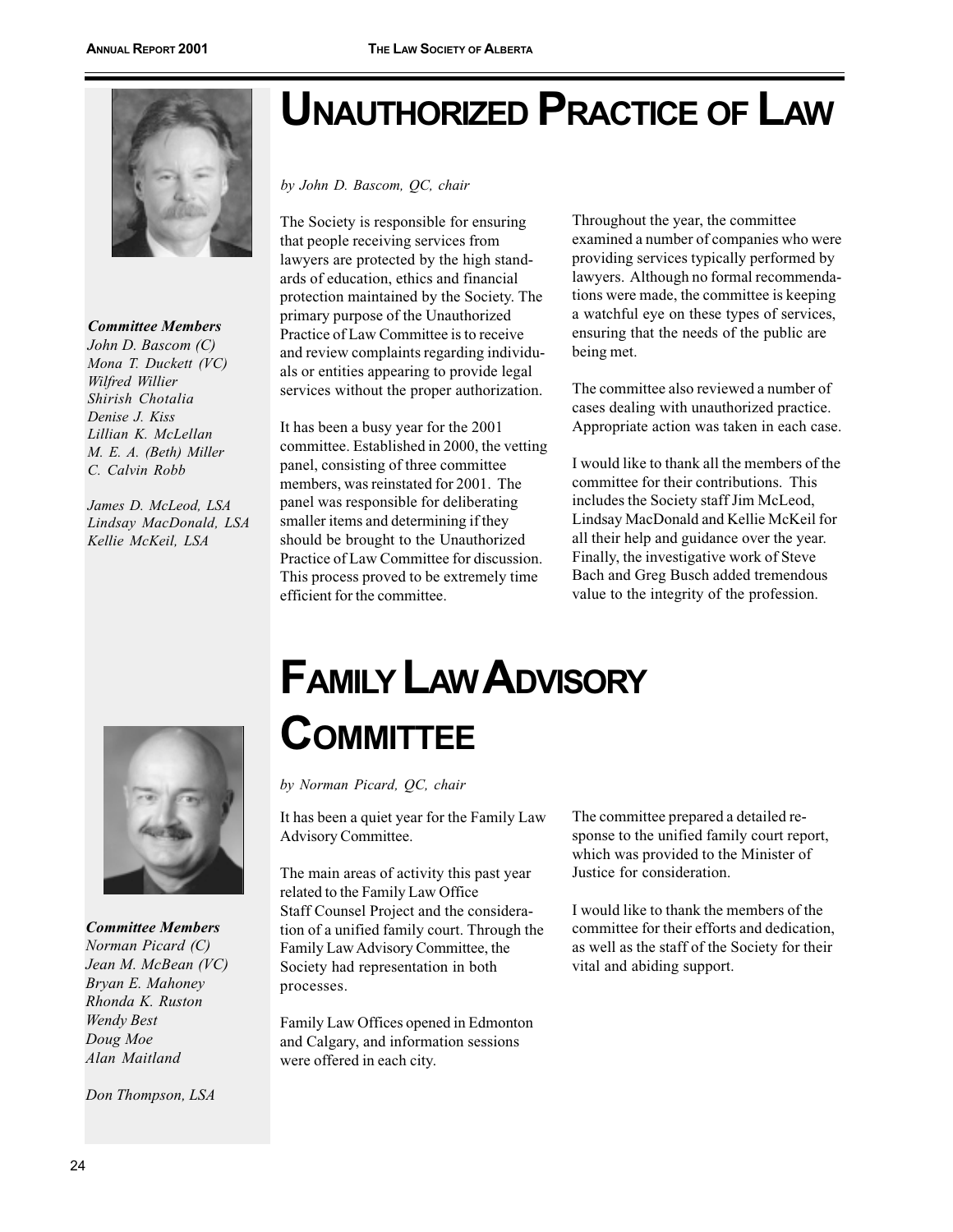# Unauthorized Practice of Law

*by John D. Bascom, QC, chair*

***Committee Members***
*John D. Bascom (C)*
*Mona T. Duckett (VC)*
*Wilfred Willier*
*Shirish Chotalia*
*Denise J. Kiss*
*Lillian K. McLellan*
*M. E. A. (Beth) Miller*
*C. Calvin Robb*

*James D. McLeod, LSA*
*Lindsay MacDonald, LSA*
*Kellie McKeil, LSA*

The Society is responsible for ensuring that people receiving services from lawyers are protected by the high standards of education, ethics and financial protection maintained by the Society. The primary purpose of the Unauthorized Practice of Law Committee is to receive and review complaints regarding individuals or entities appearing to provide legal services without the proper authorization.

It has been a busy year for the 2001 committee. Established in 2000, the vetting panel, consisting of three committee members, was reinstated for 2001. The panel was responsible for deliberating smaller items and determining if they should be brought to the Unauthorized Practice of Law Committee for discussion. This process proved to be extremely time efficient for the committee.

Throughout the year, the committee examined a number of companies who were providing services typically performed by lawyers. Although no formal recommendations were made, the committee is keeping a watchful eye on these types of services, ensuring that the needs of the public are being met.

The committee also reviewed a number of cases dealing with unauthorized practice. Appropriate action was taken in each case.

I would like to thank all the members of the committee for their contributions. This includes the Society staff Jim McLeod, Lindsay MacDonald and Kellie McKeil for all their help and guidance over the year. Finally, the investigative work of Steve Bach and Greg Busch added tremendous value to the integrity of the profession.

# Family Law Advisory Committee

*by Norman Picard, QC, chair*

***Committee Members***
*Norman Picard (C)*
*Jean M. McBean (VC)*
*Bryan E. Mahoney*
*Rhonda K. Ruston*
*Wendy Best*
*Doug Moe*
*Alan Maitland*

*Don Thompson, LSA*

It has been a quiet year for the Family Law Advisory Committee.

The main areas of activity this past year related to the Family Law Office Staff Counsel Project and the consideration of a unified family court. Through the Family Law Advisory Committee, the Society had representation in both processes.

Family Law Offices opened in Edmonton and Calgary, and information sessions were offered in each city.

The committee prepared a detailed response to the unified family court report, which was provided to the Minister of Justice for consideration.

I would like to thank the members of the committee for their efforts and dedication, as well as the staff of the Society for their vital and abiding support.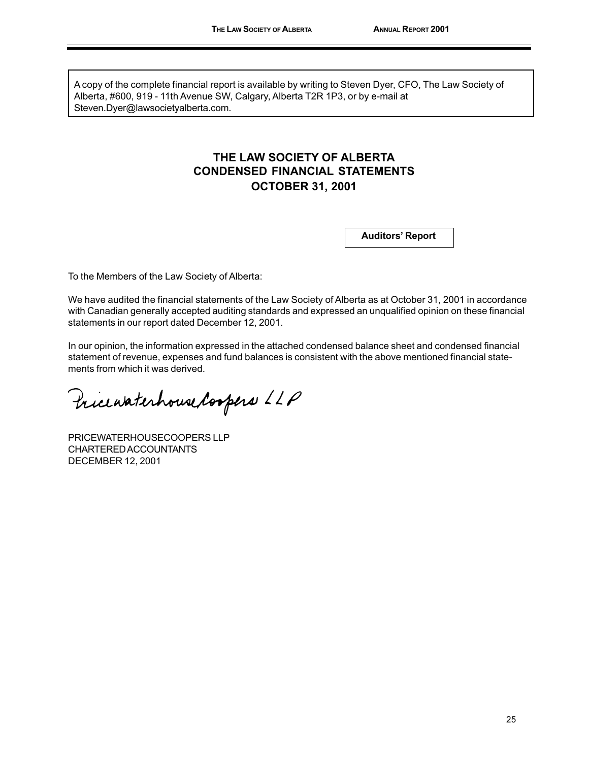A copy of the complete financial report is available by writing to Steven Dyer, CFO, The Law Society of Alberta, #600, 919 - 11th Avenue SW, Calgary, Alberta T2R 1P3, or by e-mail at Steven.Dyer@lawsocietyalberta.com.

# THE LAW SOCIETY OF ALBERTA
# CONDENSED FINANCIAL STATEMENTS
# OCTOBER 31, 2001

## Auditors' Report

To the Members of the Law Society of Alberta:

We have audited the financial statements of the Law Society of Alberta as at October 31, 2001 in accordance with Canadian generally accepted auditing standards and expressed an unqualified opinion on these financial statements in our report dated December 12, 2001.

In our opinion, the information expressed in the attached condensed balance sheet and condensed financial statement of revenue, expenses and fund balances is consistent with the above mentioned financial statements from which it was derived.

PricewaterhouseCoopers LLP

PRICEWATERHOUSECOOPERS LLP
CHARTERED ACCOUNTANTS
DECEMBER 12, 2001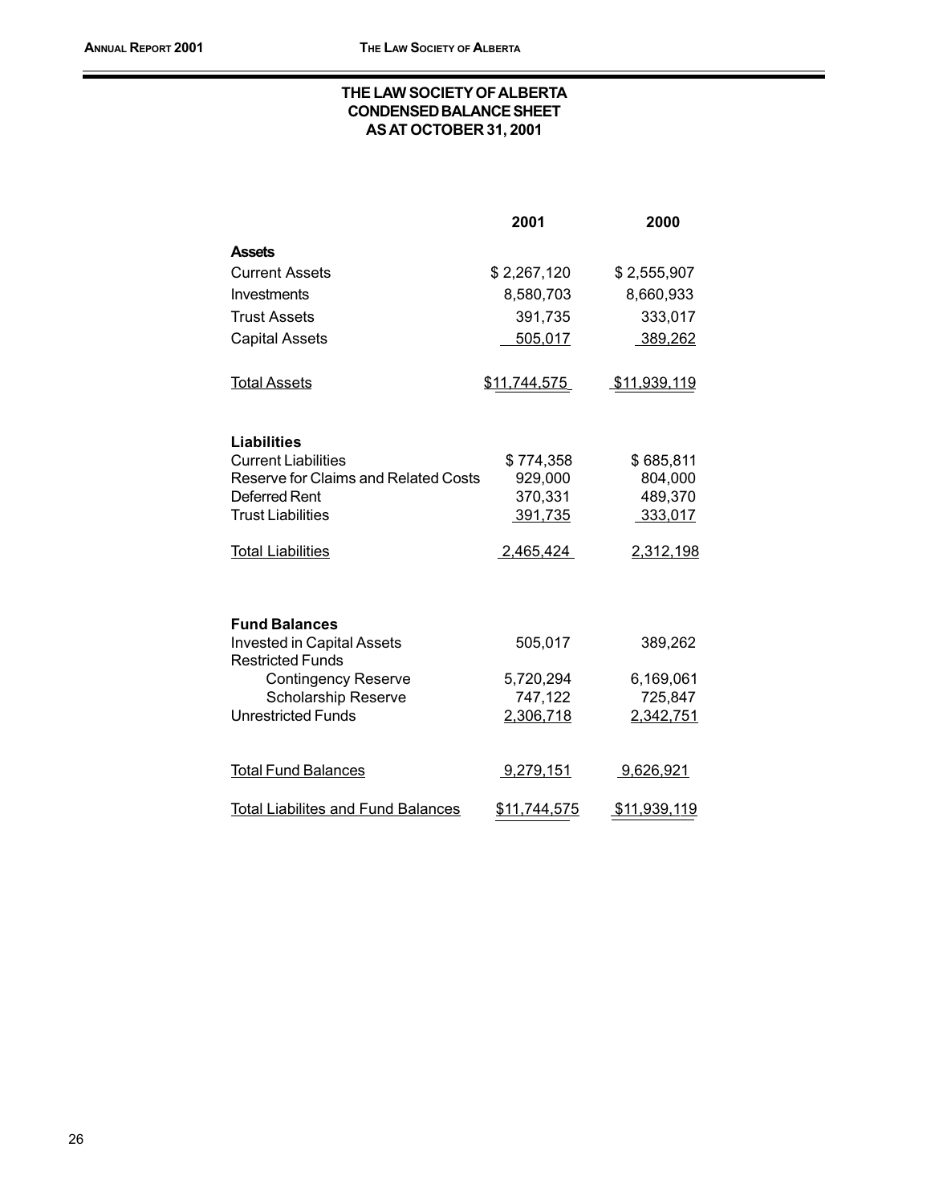# THE LAW SOCIETY OF ALBERTA
## CONDENSED BALANCE SHEET
## AS AT OCTOBER 31, 2001

| | 2001 | 2000 |
|---|---|---|
| **Assets** | | |
| Current Assets | $ 2,267,120 | $ 2,555,907 |
| Investments | 8,580,703 | 8,660,933 |
| Trust Assets | 391,735 | 333,017 |
| Capital Assets | 505,017 | 389,262 |
| Total Assets | $11,744,575 | $11,939,119 |
| **Liabilities** | | |
| Current Liabilities | $ 774,358 | $ 685,811 |
| Reserve for Claims and Related Costs | 929,000 | 804,000 |
| Deferred Rent | 370,331 | 489,370 |
| Trust Liabilities | 391,735 | 333,017 |
| Total Liabilities | 2,465,424 | 2,312,198 |
| **Fund Balances** | | |
| Invested in Capital Assets | 505,017 | 389,262 |
| Restricted Funds | | |
| Contingency Reserve | 5,720,294 | 6,169,061 |
| Scholarship Reserve | 747,122 | 725,847 |
| Unrestricted Funds | 2,306,718 | 2,342,751 |
| Total Fund Balances | 9,279,151 | 9,626,921 |
| Total Liabilites and Fund Balances | $11,744,575 | $11,939,119 |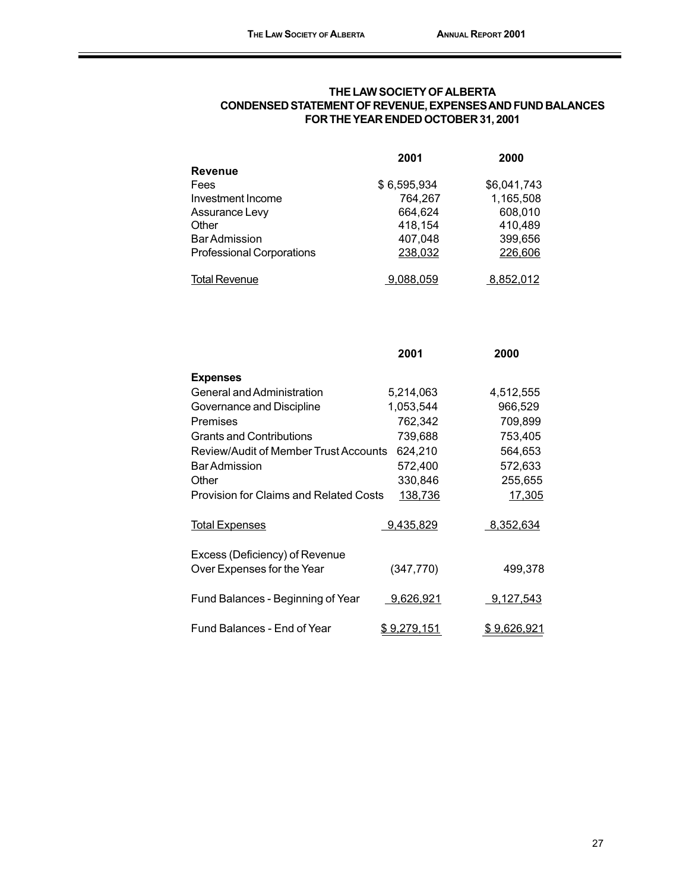# THE LAW SOCIETY OF ALBERTA
## CONDENSED STATEMENT OF REVENUE, EXPENSES AND FUND BALANCES
### FOR THE YEAR ENDED OCTOBER 31, 2001

| | 2001 | 2000 |
|---|---|---|
| **Revenue** | | |
| Fees | $ 6,595,934 | $6,041,743 |
| Investment Income | 764,267 | 1,165,508 |
| Assurance Levy | 664,624 | 608,010 |
| Other | 418,154 | 410,489 |
| Bar Admission | 407,048 | 399,656 |
| Professional Corporations | 238,032 | 226,606 |
| Total Revenue | 9,088,059 | 8,852,012 |

| | 2001 | 2000 |
|---|---|---|
| **Expenses** | | |
| General and Administration | 5,214,063 | 4,512,555 |
| Governance and Discipline | 1,053,544 | 966,529 |
| Premises | 762,342 | 709,899 |
| Grants and Contributions | 739,688 | 753,405 |
| Review/Audit of Member Trust Accounts | 624,210 | 564,653 |
| Bar Admission | 572,400 | 572,633 |
| Other | 330,846 | 255,655 |
| Provision for Claims and Related Costs | 138,736 | 17,305 |
| Total Expenses | 9,435,829 | 8,352,634 |
| Excess (Deficiency) of Revenue Over Expenses for the Year | (347,770) | 499,378 |
| Fund Balances - Beginning of Year | 9,626,921 | 9,127,543 |
| Fund Balances - End of Year | $ 9,279,151 | $ 9,626,921 |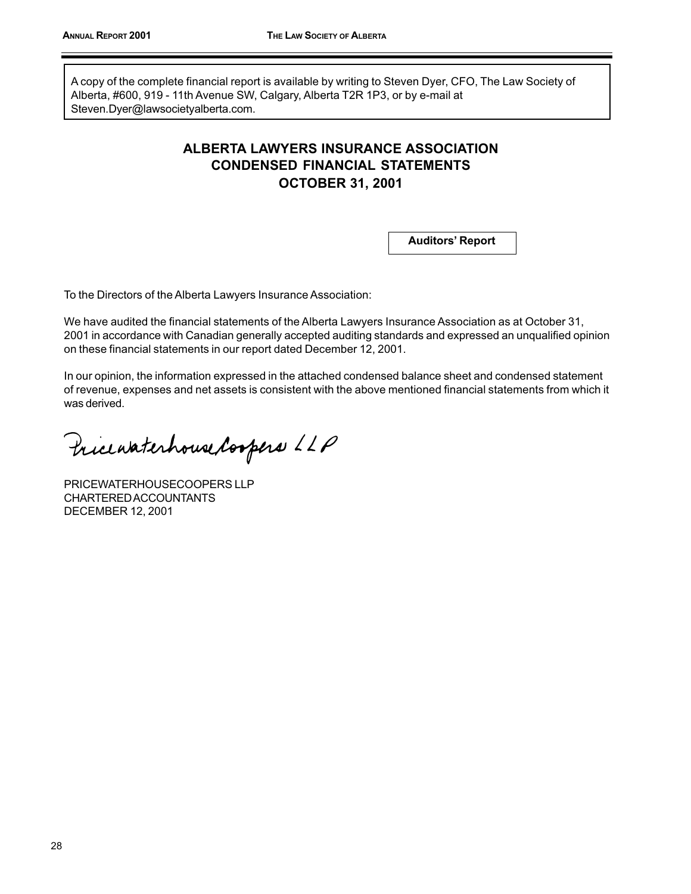A copy of the complete financial report is available by writing to Steven Dyer, CFO, The Law Society of Alberta, #600, 919 - 11th Avenue SW, Calgary, Alberta T2R 1P3, or by e-mail at Steven.Dyer@lawsocietyalberta.com.

# ALBERTA LAWYERS INSURANCE ASSOCIATION
# CONDENSED FINANCIAL STATEMENTS
# OCTOBER 31, 2001

## Auditors' Report

To the Directors of the Alberta Lawyers Insurance Association:

We have audited the financial statements of the Alberta Lawyers Insurance Association as at October 31, 2001 in accordance with Canadian generally accepted auditing standards and expressed an unqualified opinion on these financial statements in our report dated December 12, 2001.

In our opinion, the information expressed in the attached condensed balance sheet and condensed statement of revenue, expenses and net assets is consistent with the above mentioned financial statements from which it was derived.

PricewaterhouseCoopers LLP

PRICEWATERHOUSECOOPERS LLP
CHARTERED ACCOUNTANTS
DECEMBER 12, 2001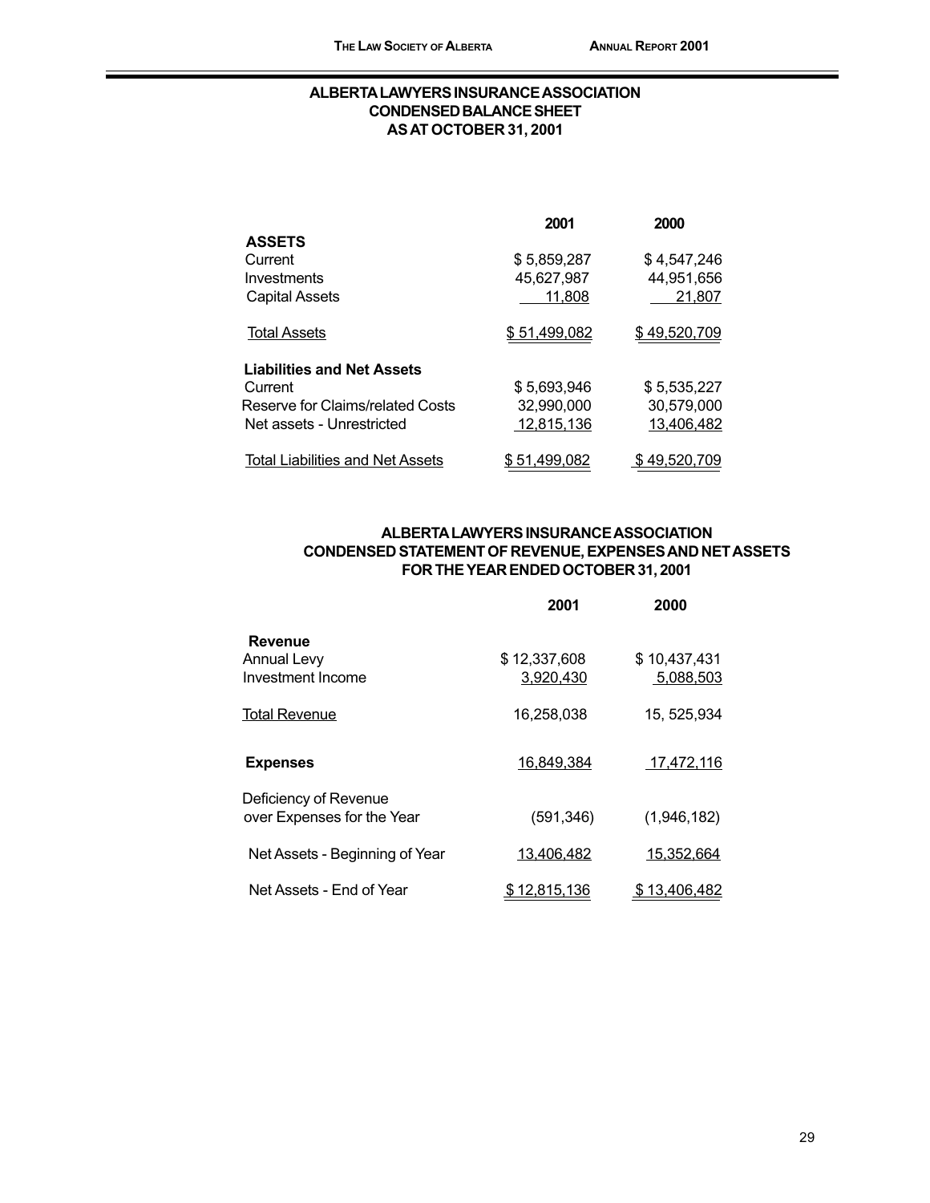## ALBERTA LAWYERS INSURANCE ASSOCIATION
## CONDENSED BALANCE SHEET
## AS AT OCTOBER 31, 2001

| | 2001 | 2000 |
|---|---|---|
| **ASSETS** | | |
| Current | $ 5,859,287 | $ 4,547,246 |
| Investments | 45,627,987 | 44,951,656 |
| Capital Assets | 11,808 | 21,807 |
| Total Assets | $ 51,499,082 | $ 49,520,709 |
| **Liabilities and Net Assets** | | |
| Current | $ 5,693,946 | $ 5,535,227 |
| Reserve for Claims/related Costs | 32,990,000 | 30,579,000 |
| Net assets - Unrestricted | 12,815,136 | 13,406,482 |
| Total Liabilities and Net Assets | $ 51,499,082 | $ 49,520,709 |

## ALBERTA LAWYERS INSURANCE ASSOCIATION
## CONDENSED STATEMENT OF REVENUE, EXPENSES AND NET ASSETS
## FOR THE YEAR ENDED OCTOBER 31, 2001

| | 2001 | 2000 |
|---|---|---|
| **Revenue** | | |
| Annual Levy | $ 12,337,608 | $ 10,437,431 |
| Investment Income | 3,920,430 | 5,088,503 |
| Total Revenue | 16,258,038 | 15, 525,934 |
| **Expenses** | 16,849,384 | 17,472,116 |
| Deficiency of Revenue over Expenses for the Year | (591,346) | (1,946,182) |
| Net Assets - Beginning of Year | 13,406,482 | 15,352,664 |
| Net Assets - End of Year | $ 12,815,136 | $ 13,406,482 |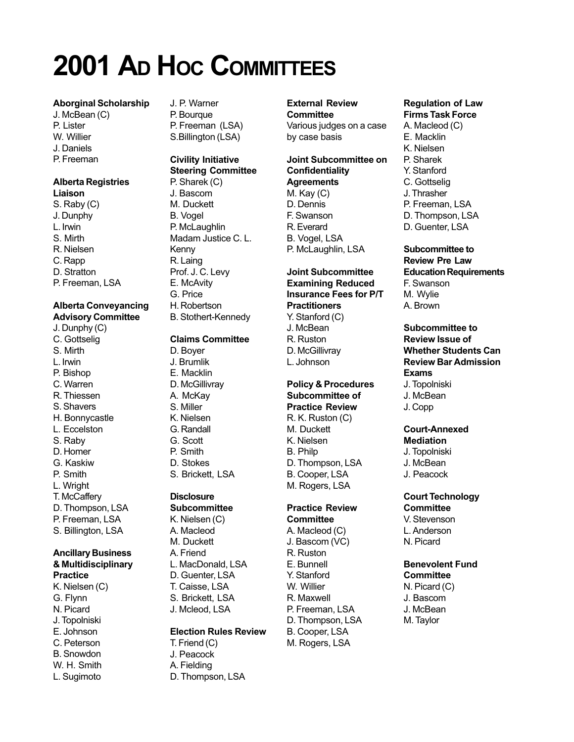# 2001 Ad Hoc Committees

**Aborginal Scholarship**
J. McBean (C)
P. Lister
W. Willier
J. Daniels
P. Freeman

**Alberta Registries Liaison**
S. Raby (C)
J. Dunphy
L. Irwin
S. Mirth
R. Nielsen
C. Rapp
D. Stratton
P. Freeman, LSA

**Alberta Conveyancing Advisory Committee**
J. Dunphy (C)
C. Gottselig
S. Mirth
L. Irwin
P. Bishop
C. Warren
R. Thiessen
S. Shavers
H. Bonnycastle
L. Eccelston
S. Raby
D. Homer
G. Kaskiw
P. Smith
L. Wright
T. McCaffery
D. Thompson, LSA
P. Freeman, LSA
S. Billington, LSA

**Ancillary Business & Multidisciplinary Practice**
K. Nielsen (C)
G. Flynn
N. Picard
J. Topolniski
E. Johnson
C. Peterson
B. Snowdon
W. H. Smith
L. Sugimoto
J. P. Warner
P. Bourque
P. Freeman (LSA)
S.Billington (LSA)

**Civility Initiative Steering Committee**
P. Sharek (C)
J. Bascom
M. Duckett
B. Vogel
P. McLaughlin
Madam Justice C. L. Kenny
R. Laing
Prof. J. C. Levy
E. McAvity
G. Price
H. Robertson
B. Stothert-Kennedy

**Claims Committee**
D. Boyer
J. Brumlik
E. Macklin
D. McGillivray
A. McKay
S. Miller
K. Nielsen
G. Randall
G. Scott
P. Smith
D. Stokes
S. Brickett, LSA

**Disclosure Subcommittee**
K. Nielsen (C)
A. Macleod
M. Duckett
A. Friend
L. MacDonald, LSA
D. Guenter, LSA
T. Caisse, LSA
S. Brickett, LSA
J. Mcleod, LSA

**Election Rules Review**
T. Friend (C)
J. Peacock
A. Fielding
D. Thompson, LSA

**External Review Committee**
Various judges on a case by case basis

**Joint Subcommittee on Confidentiality Agreements**
M. Kay (C)
D. Dennis
F. Swanson
R. Everard
B. Vogel, LSA
P. McLaughlin, LSA

**Joint Subcommittee Examining Reduced Insurance Fees for P/T Practitioners**
Y. Stanford (C)
J. McBean
R. Ruston
D. McGillivray
L. Johnson

**Policy & Procedures Subcommittee of Practice Review**
R. K. Ruston (C)
M. Duckett
K. Nielsen
B. Philp
D. Thompson, LSA
B. Cooper, LSA
M. Rogers, LSA

**Practice Review Committee**
A. Macleod (C)
J. Bascom (VC)
R. Ruston
E. Bunnell
Y. Stanford
W. Willier
R. Maxwell
P. Freeman, LSA
D. Thompson, LSA
B. Cooper, LSA
M. Rogers, LSA

**Regulation of Law Firms Task Force**
A. Macleod (C)
E. Macklin
K. Nielsen
P. Sharek
Y. Stanford
C. Gottselig
J. Thrasher
P. Freeman, LSA
D. Thompson, LSA
D. Guenter, LSA

**Subcommittee to Review Pre Law Education Requirements**
F. Swanson
M. Wylie
A. Brown

**Subcommittee to Review Issue of Whether Students Can Review Bar Admission Exams**
J. Topolniski
J. McBean
J. Copp

**Court-Annexed Mediation**
J. Topolniski
J. McBean
J. Peacock

**Court Technology Committee**
V. Stevenson
L. Anderson
N. Picard

**Benevolent Fund Committee**
N. Picard (C)
J. Bascom
J. McBean
M. Taylor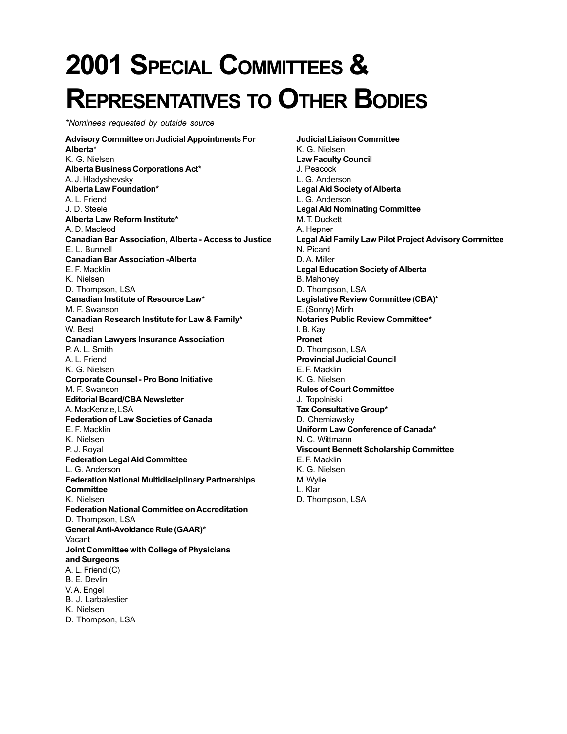# 2001 Special Committees & Representatives to Other Bodies

*\*Nominees requested by outside source*

**Advisory Committee on Judicial Appointments For Alberta***
K. G. Nielsen

**Alberta Business Corporations Act***
A. J. Hladyshevsky

**Alberta Law Foundation***
A. L. Friend
J. D. Steele

**Alberta Law Reform Institute***
A. D. Macleod

**Canadian Bar Association, Alberta - Access to Justice**
E. L. Bunnell

**Canadian Bar Association -Alberta**
E. F. Macklin
K. Nielsen
D. Thompson, LSA

**Canadian Institute of Resource Law***
M. F. Swanson

**Canadian Research Institute for Law & Family***
W. Best

**Canadian Lawyers Insurance Association**
P. A. L. Smith
A. L. Friend
K. G. Nielsen

**Corporate Counsel - Pro Bono Initiative**
M. F. Swanson

**Editorial Board/CBA Newsletter**
A. MacKenzie, LSA

**Federation of Law Societies of Canada**
E. F. Macklin
K. Nielsen
P. J. Royal

**Federation Legal Aid Committee**
L. G. Anderson

**Federation National Multidisciplinary Partnerships Committee**
K. Nielsen

**Federation National Committee on Accreditation**
D. Thompson, LSA

**General Anti-Avoidance Rule (GAAR)***
Vacant

**Joint Committee with College of Physicians and Surgeons**
A. L. Friend (C)
B. E. Devlin
V. A. Engel
B. J. Larbalestier
K. Nielsen
D. Thompson, LSA

**Judicial Liaison Committee**
K. G. Nielsen

**Law Faculty Council**
J. Peacock
L. G. Anderson

**Legal Aid Society of Alberta**
L. G. Anderson

**Legal Aid Nominating Committee**
M. T. Duckett
A. Hepner

**Legal Aid Family Law Pilot Project Advisory Committee**
N. Picard
D. A. Miller

**Legal Education Society of Alberta**
B. Mahoney
D. Thompson, LSA

**Legislative Review Committee (CBA)***
E. (Sonny) Mirth

**Notaries Public Review Committee***
I. B. Kay

**Pronet**
D. Thompson, LSA

**Provincial Judicial Council**
E. F. Macklin
K. G. Nielsen

**Rules of Court Committee**
J. Topolniski

**Tax Consultative Group***
D. Cherniawsky

**Uniform Law Conference of Canada***
N. C. Wittmann

**Viscount Bennett Scholarship Committee**
E. F. Macklin
K. G. Nielsen
M. Wylie
L. Klar
D. Thompson, LSA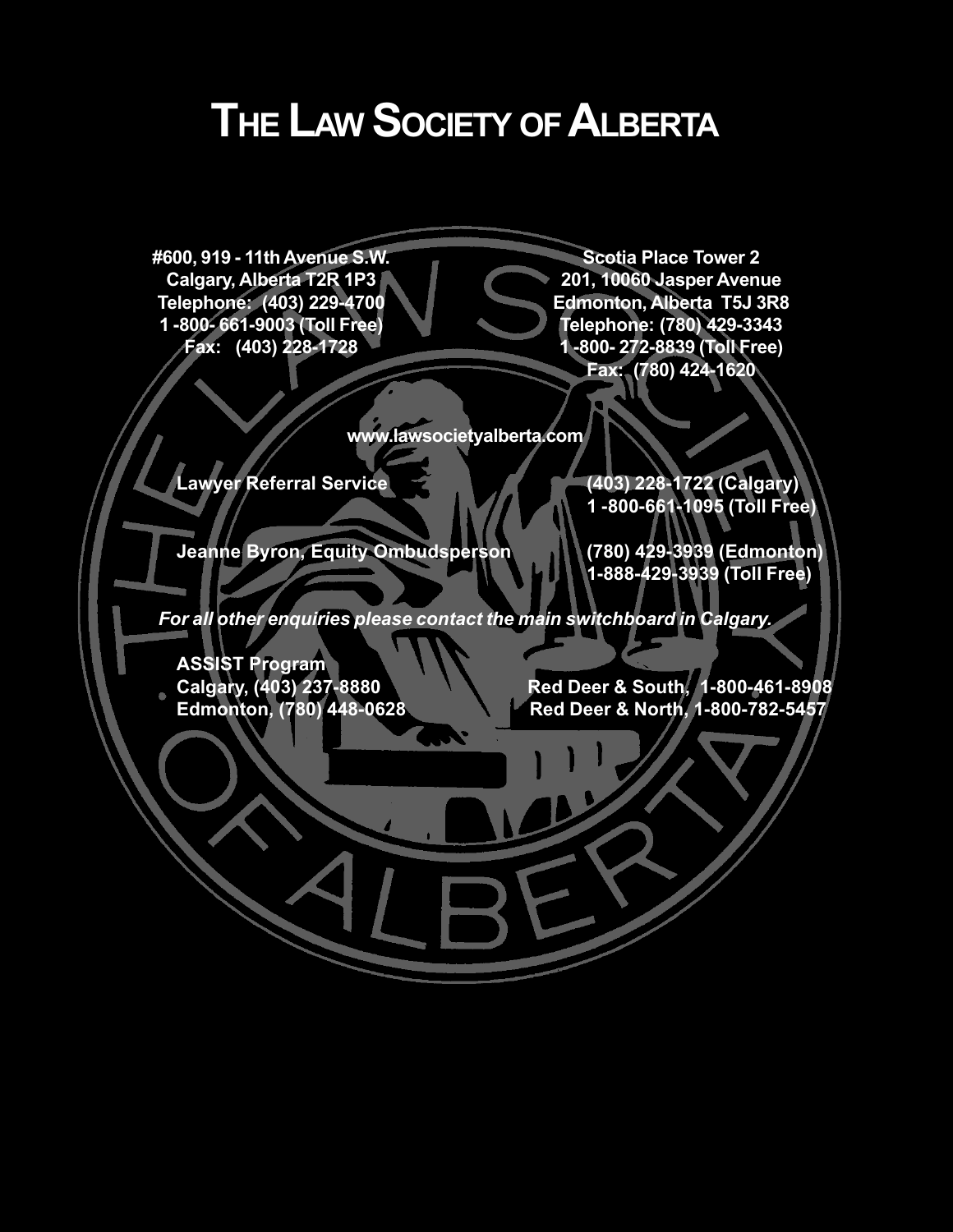# The Law Society of Alberta

#600, 919 - 11th Avenue S.W.
Calgary, Alberta T2R 1P3
Telephone: (403) 229-4700
1 -800- 661-9003 (Toll Free)
Fax: (403) 228-1728

Scotia Place Tower 2
201, 10060 Jasper Avenue
Edmonton, Alberta T5J 3R8
Telephone: (780) 429-3343
1 -800- 272-8839 (Toll Free)
Fax: (780) 424-1620

www.lawsocietyalberta.com

| | |
|---|---|
| Lawyer Referral Service | (403) 228-1722 (Calgary)<br>1 -800-661-1095 (Toll Free) |
| Jeanne Byron, Equity Ombudsperson | (780) 429-3939 (Edmonton)<br>1-888-429-3939 (Toll Free) |

*For all other enquiries please contact the main switchboard in Calgary.*

**ASSIST Program**

| | |
|---|---|
| Calgary, (403) 237-8880 | Red Deer & South, 1-800-461-8908 |
| Edmonton, (780) 448-0628 | Red Deer & North, 1-800-782-5457 |